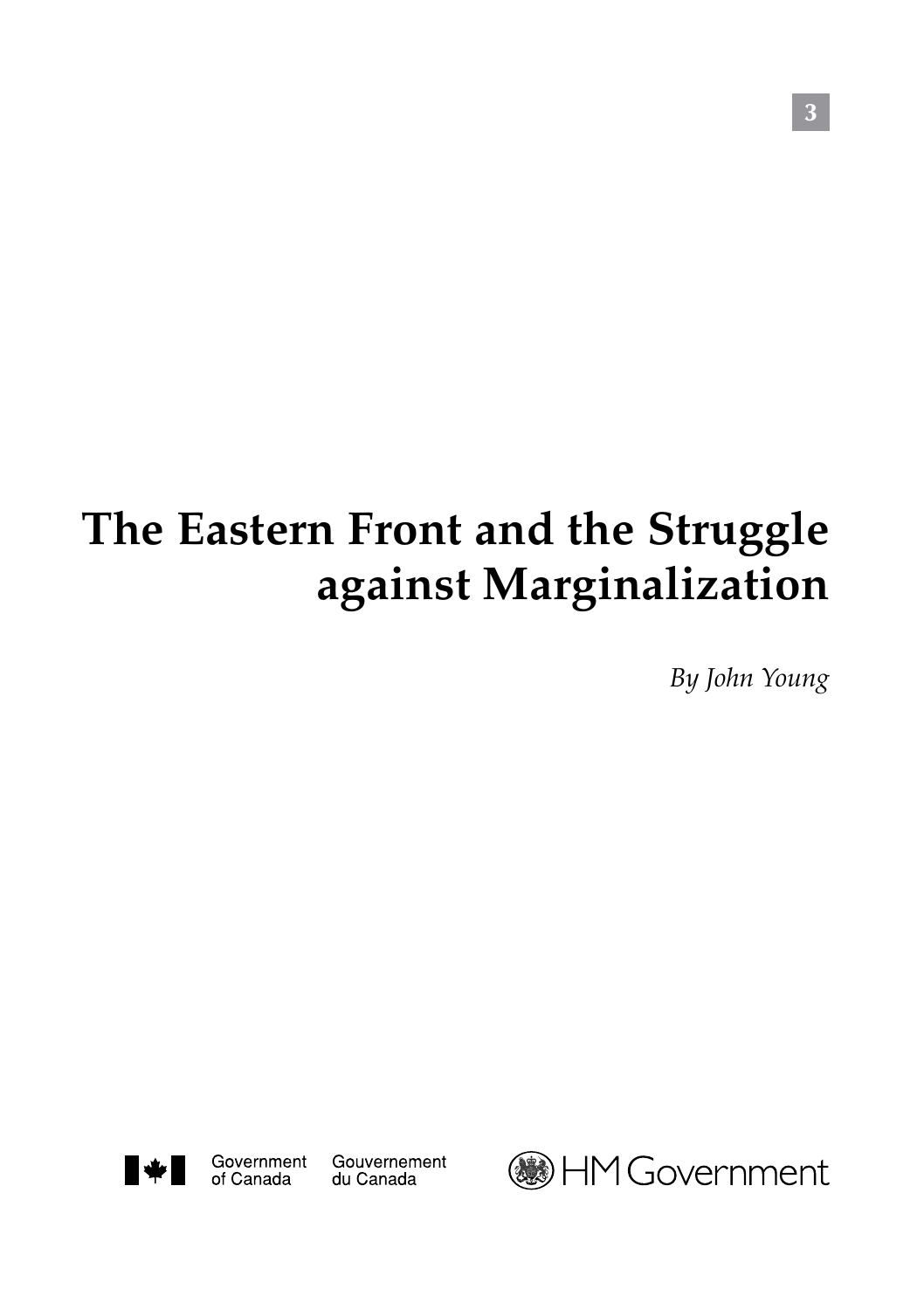# The Eastern Front and the Struggle against Marginalization

*By John Young*

Government of Canada Gouvernement du Canada

HM Government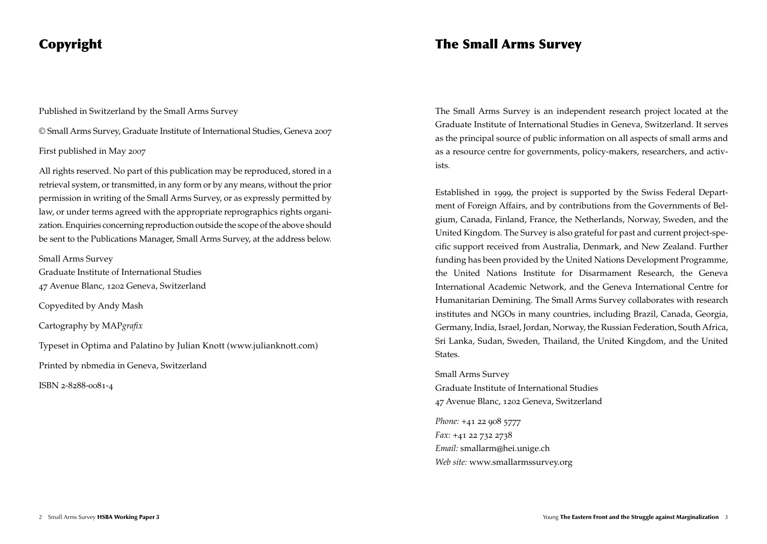# Copyright

Published in Switzerland by the Small Arms Survey

© Small Arms Survey, Graduate Institute of International Studies, Geneva 2007

First published in May 2007

All rights reserved. No part of this publication may be reproduced, stored in a retrieval system, or transmitted, in any form or by any means, without the prior permission in writing of the Small Arms Survey, or as expressly permitted by law, or under terms agreed with the appropriate reprographics rights organization. Enquiries concerning reproduction outside the scope of the above should be sent to the Publications Manager, Small Arms Survey, at the address below.

Small Arms Survey
Graduate Institute of International Studies
47 Avenue Blanc, 1202 Geneva, Switzerland

Copyedited by Andy Mash

Cartography by MAP*grafix*

Typeset in Optima and Palatino by Julian Knott (www.julianknott.com)

Printed by nbmedia in Geneva, Switzerland

ISBN 2-8288-0081-4

# The Small Arms Survey

The Small Arms Survey is an independent research project located at the Graduate Institute of International Studies in Geneva, Switzerland. It serves as the principal source of public information on all aspects of small arms and as a resource centre for governments, policy-makers, researchers, and activists.

Established in 1999, the project is supported by the Swiss Federal Department of Foreign Affairs, and by contributions from the Governments of Belgium, Canada, Finland, France, the Netherlands, Norway, Sweden, and the United Kingdom. The Survey is also grateful for past and current project-specific support received from Australia, Denmark, and New Zealand. Further funding has been provided by the United Nations Development Programme, the United Nations Institute for Disarmament Research, the Geneva International Academic Network, and the Geneva International Centre for Humanitarian Demining. The Small Arms Survey collaborates with research institutes and NGOs in many countries, including Brazil, Canada, Georgia, Germany, India, Israel, Jordan, Norway, the Russian Federation, South Africa, Sri Lanka, Sudan, Sweden, Thailand, the United Kingdom, and the United States.

Small Arms Survey
Graduate Institute of International Studies
47 Avenue Blanc, 1202 Geneva, Switzerland

*Phone:* +41 22 908 5777
*Fax:* +41 22 732 2738
*Email:* smallarm@hei.unige.ch
*Web site:* www.smallarmssurvey.org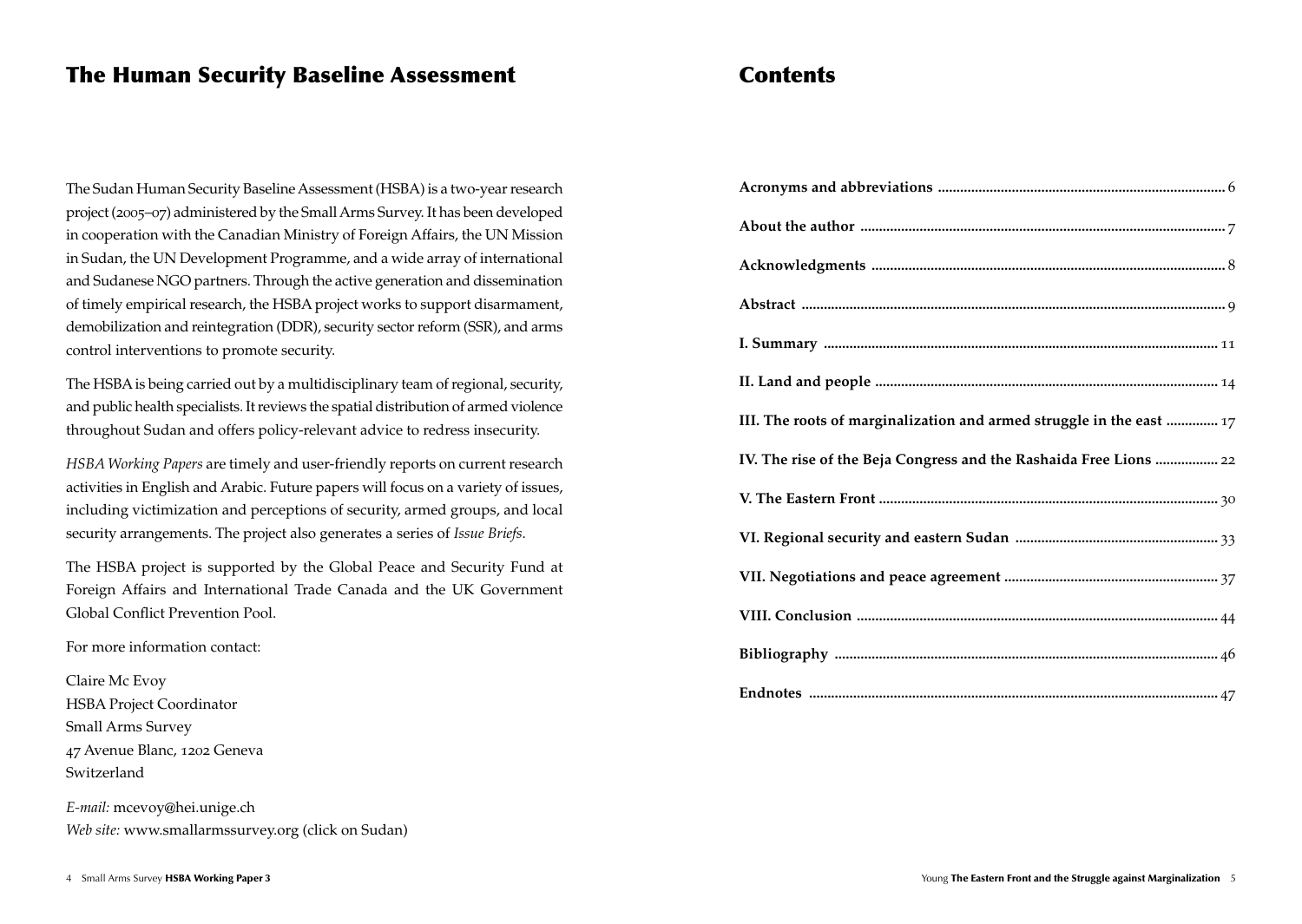# The Human Security Baseline Assessment

The Sudan Human Security Baseline Assessment (HSBA) is a two-year research project (2005–07) administered by the Small Arms Survey. It has been developed in cooperation with the Canadian Ministry of Foreign Affairs, the UN Mission in Sudan, the UN Development Programme, and a wide array of international and Sudanese NGO partners. Through the active generation and dissemination of timely empirical research, the HSBA project works to support disarmament, demobilization and reintegration (DDR), security sector reform (SSR), and arms control interventions to promote security.

The HSBA is being carried out by a multidisciplinary team of regional, security, and public health specialists. It reviews the spatial distribution of armed violence throughout Sudan and offers policy-relevant advice to redress insecurity.

*HSBA Working Papers* are timely and user-friendly reports on current research activities in English and Arabic. Future papers will focus on a variety of issues, including victimization and perceptions of security, armed groups, and local security arrangements. The project also generates a series of *Issue Briefs*.

The HSBA project is supported by the Global Peace and Security Fund at Foreign Affairs and International Trade Canada and the UK Government Global Conflict Prevention Pool.

For more information contact:

Claire Mc Evoy
HSBA Project Coordinator
Small Arms Survey
47 Avenue Blanc, 1202 Geneva
Switzerland

*E-mail:* mcevoy@hei.unige.ch
*Web site:* www.smallarmssurvey.org (click on Sudan)

# Contents

| | |
|---|---|
| **Acronyms and abbreviations** | 6 |
| **About the author** | 7 |
| **Acknowledgments** | 8 |
| **Abstract** | 9 |
| **I. Summary** | 11 |
| **II. Land and people** | 14 |
| **III. The roots of marginalization and armed struggle in the east** | 17 |
| **IV. The rise of the Beja Congress and the Rashaida Free Lions** | 22 |
| **V. The Eastern Front** | 30 |
| **VI. Regional security and eastern Sudan** | 33 |
| **VII. Negotiations and peace agreement** | 37 |
| **VIII. Conclusion** | 44 |
| **Bibliography** | 46 |
| **Endnotes** | 47 |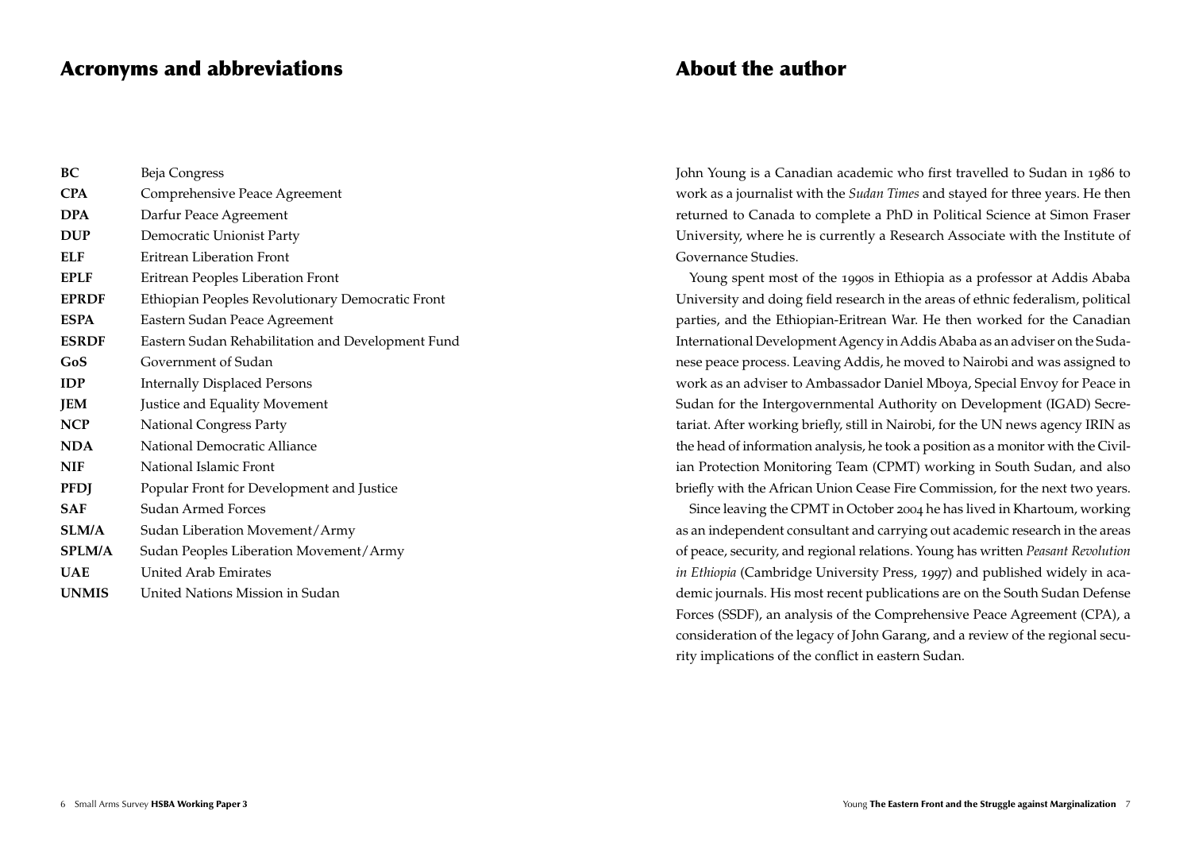## Acronyms and abbreviations

| | |
|---|---|
| **BC** | Beja Congress |
| **CPA** | Comprehensive Peace Agreement |
| **DPA** | Darfur Peace Agreement |
| **DUP** | Democratic Unionist Party |
| **ELF** | Eritrean Liberation Front |
| **EPLF** | Eritrean Peoples Liberation Front |
| **EPRDF** | Ethiopian Peoples Revolutionary Democratic Front |
| **ESPA** | Eastern Sudan Peace Agreement |
| **ESRDF** | Eastern Sudan Rehabilitation and Development Fund |
| **GoS** | Government of Sudan |
| **IDP** | Internally Displaced Persons |
| **JEM** | Justice and Equality Movement |
| **NCP** | National Congress Party |
| **NDA** | National Democratic Alliance |
| **NIF** | National Islamic Front |
| **PFDJ** | Popular Front for Development and Justice |
| **SAF** | Sudan Armed Forces |
| **SLM/A** | Sudan Liberation Movement/Army |
| **SPLM/A** | Sudan Peoples Liberation Movement/Army |
| **UAE** | United Arab Emirates |
| **UNMIS** | United Nations Mission in Sudan |

## About the author

John Young is a Canadian academic who first travelled to Sudan in 1986 to work as a journalist with the *Sudan Times* and stayed for three years. He then returned to Canada to complete a PhD in Political Science at Simon Fraser University, where he is currently a Research Associate with the Institute of Governance Studies.

Young spent most of the 1990s in Ethiopia as a professor at Addis Ababa University and doing field research in the areas of ethnic federalism, political parties, and the Ethiopian-Eritrean War. He then worked for the Canadian International Development Agency in Addis Ababa as an adviser on the Sudanese peace process. Leaving Addis, he moved to Nairobi and was assigned to work as an adviser to Ambassador Daniel Mboya, Special Envoy for Peace in Sudan for the Intergovernmental Authority on Development (IGAD) Secretariat. After working briefly, still in Nairobi, for the UN news agency IRIN as the head of information analysis, he took a position as a monitor with the Civilian Protection Monitoring Team (CPMT) working in South Sudan, and also briefly with the African Union Cease Fire Commission, for the next two years.

Since leaving the CPMT in October 2004 he has lived in Khartoum, working as an independent consultant and carrying out academic research in the areas of peace, security, and regional relations. Young has written *Peasant Revolution in Ethiopia* (Cambridge University Press, 1997) and published widely in academic journals. His most recent publications are on the South Sudan Defense Forces (SSDF), an analysis of the Comprehensive Peace Agreement (CPA), a consideration of the legacy of John Garang, and a review of the regional security implications of the conflict in eastern Sudan.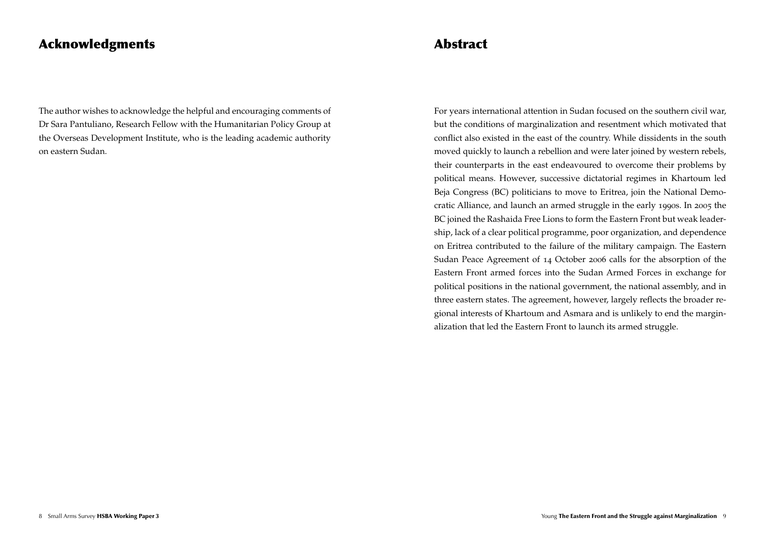## Acknowledgments

The author wishes to acknowledge the helpful and encouraging comments of Dr Sara Pantuliano, Research Fellow with the Humanitarian Policy Group at the Overseas Development Institute, who is the leading academic authority on eastern Sudan.

## Abstract

For years international attention in Sudan focused on the southern civil war, but the conditions of marginalization and resentment which motivated that conflict also existed in the east of the country. While dissidents in the south moved quickly to launch a rebellion and were later joined by western rebels, their counterparts in the east endeavoured to overcome their problems by political means. However, successive dictatorial regimes in Khartoum led Beja Congress (BC) politicians to move to Eritrea, join the National Democratic Alliance, and launch an armed struggle in the early 1990s. In 2005 the BC joined the Rashaida Free Lions to form the Eastern Front but weak leadership, lack of a clear political programme, poor organization, and dependence on Eritrea contributed to the failure of the military campaign. The Eastern Sudan Peace Agreement of 14 October 2006 calls for the absorption of the Eastern Front armed forces into the Sudan Armed Forces in exchange for political positions in the national government, the national assembly, and in three eastern states. The agreement, however, largely reflects the broader regional interests of Khartoum and Asmara and is unlikely to end the marginalization that led the Eastern Front to launch its armed struggle.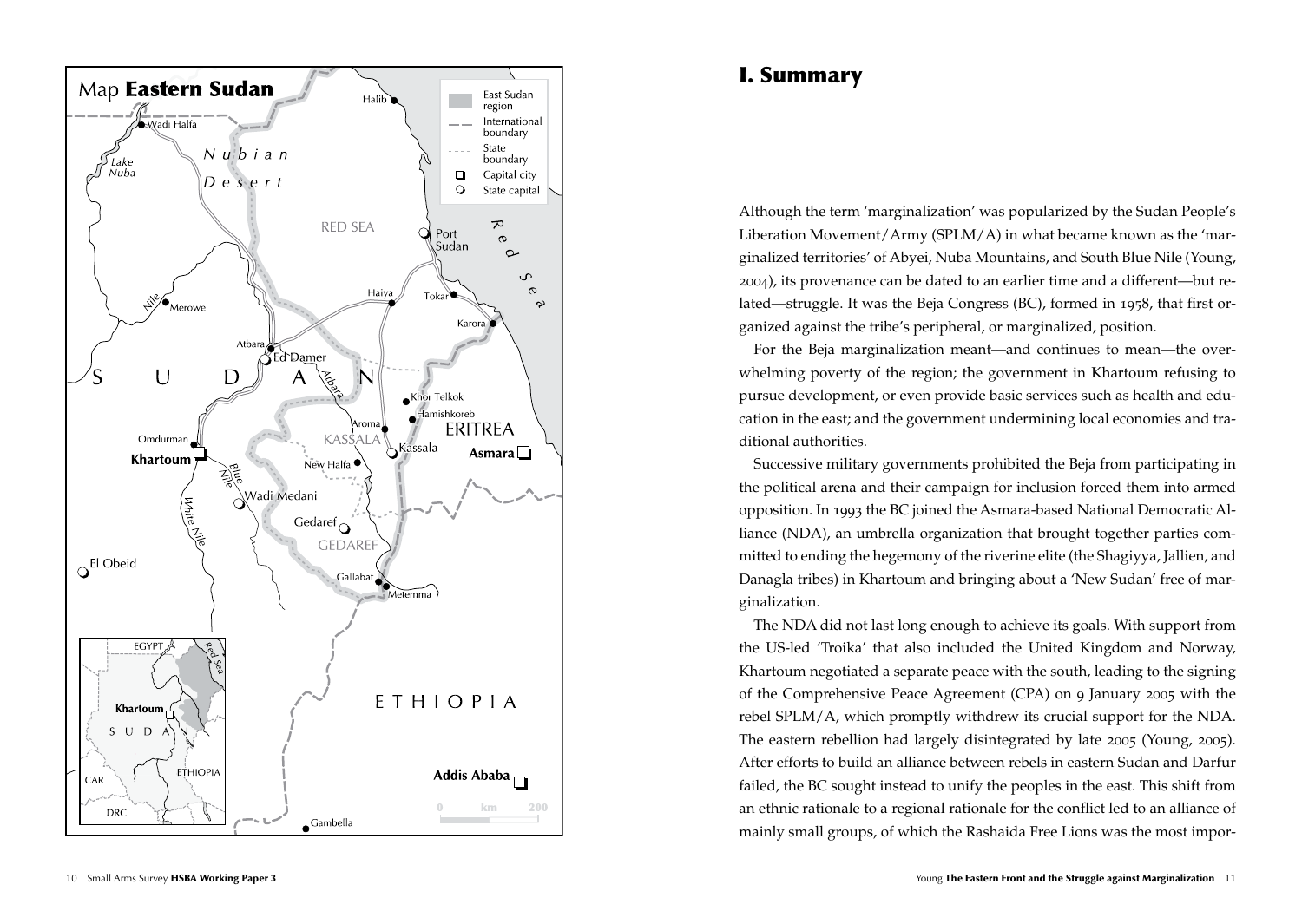Map **Eastern Sudan**

# I. Summary

Although the term 'marginalization' was popularized by the Sudan People's Liberation Movement/Army (SPLM/A) in what became known as the 'marginalized territories' of Abyei, Nuba Mountains, and South Blue Nile (Young, 2004), its provenance can be dated to an earlier time and a different—but related—struggle. It was the Beja Congress (BC), formed in 1958, that first organized against the tribe's peripheral, or marginalized, position.

For the Beja marginalization meant—and continues to mean—the overwhelming poverty of the region; the government in Khartoum refusing to pursue development, or even provide basic services such as health and education in the east; and the government undermining local economies and traditional authorities.

Successive military governments prohibited the Beja from participating in the political arena and their campaign for inclusion forced them into armed opposition. In 1993 the BC joined the Asmara-based National Democratic Alliance (NDA), an umbrella organization that brought together parties committed to ending the hegemony of the riverine elite (the Shagiyya, Jallien, and Danagla tribes) in Khartoum and bringing about a 'New Sudan' free of marginalization.

The NDA did not last long enough to achieve its goals. With support from the US-led 'Troika' that also included the United Kingdom and Norway, Khartoum negotiated a separate peace with the south, leading to the signing of the Comprehensive Peace Agreement (CPA) on 9 January 2005 with the rebel SPLM/A, which promptly withdrew its crucial support for the NDA. The eastern rebellion had largely disintegrated by late 2005 (Young, 2005). After efforts to build an alliance between rebels in eastern Sudan and Darfur failed, the BC sought instead to unify the peoples in the east. This shift from an ethnic rationale to a regional rationale for the conflict led to an alliance of mainly small groups, of which the Rashaida Free Lions was the most impor-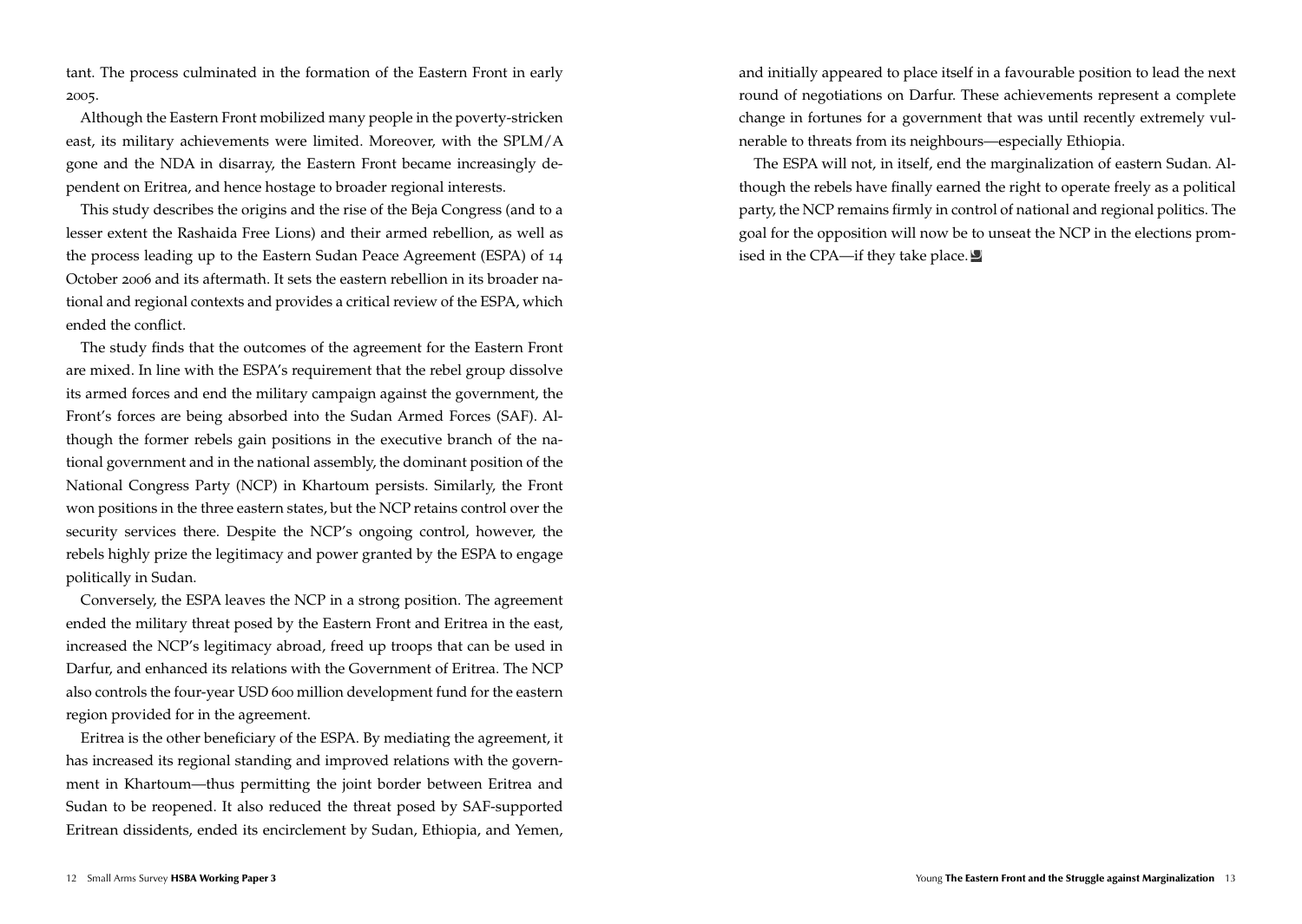tant. The process culminated in the formation of the Eastern Front in early 2005.

Although the Eastern Front mobilized many people in the poverty-stricken east, its military achievements were limited. Moreover, with the SPLM/A gone and the NDA in disarray, the Eastern Front became increasingly dependent on Eritrea, and hence hostage to broader regional interests.

This study describes the origins and the rise of the Beja Congress (and to a lesser extent the Rashaida Free Lions) and their armed rebellion, as well as the process leading up to the Eastern Sudan Peace Agreement (ESPA) of 14 October 2006 and its aftermath. It sets the eastern rebellion in its broader national and regional contexts and provides a critical review of the ESPA, which ended the conflict.

The study finds that the outcomes of the agreement for the Eastern Front are mixed. In line with the ESPA's requirement that the rebel group dissolve its armed forces and end the military campaign against the government, the Front's forces are being absorbed into the Sudan Armed Forces (SAF). Although the former rebels gain positions in the executive branch of the national government and in the national assembly, the dominant position of the National Congress Party (NCP) in Khartoum persists. Similarly, the Front won positions in the three eastern states, but the NCP retains control over the security services there. Despite the NCP's ongoing control, however, the rebels highly prize the legitimacy and power granted by the ESPA to engage politically in Sudan.

Conversely, the ESPA leaves the NCP in a strong position. The agreement ended the military threat posed by the Eastern Front and Eritrea in the east, increased the NCP's legitimacy abroad, freed up troops that can be used in Darfur, and enhanced its relations with the Government of Eritrea. The NCP also controls the four-year USD 600 million development fund for the eastern region provided for in the agreement.

Eritrea is the other beneficiary of the ESPA. By mediating the agreement, it has increased its regional standing and improved relations with the government in Khartoum—thus permitting the joint border between Eritrea and Sudan to be reopened. It also reduced the threat posed by SAF-supported Eritrean dissidents, ended its encirclement by Sudan, Ethiopia, and Yemen, and initially appeared to place itself in a favourable position to lead the next round of negotiations on Darfur. These achievements represent a complete change in fortunes for a government that was until recently extremely vulnerable to threats from its neighbours—especially Ethiopia.

The ESPA will not, in itself, end the marginalization of eastern Sudan. Although the rebels have finally earned the right to operate freely as a political party, the NCP remains firmly in control of national and regional politics. The goal for the opposition will now be to unseat the NCP in the elections promised in the CPA—if they take place.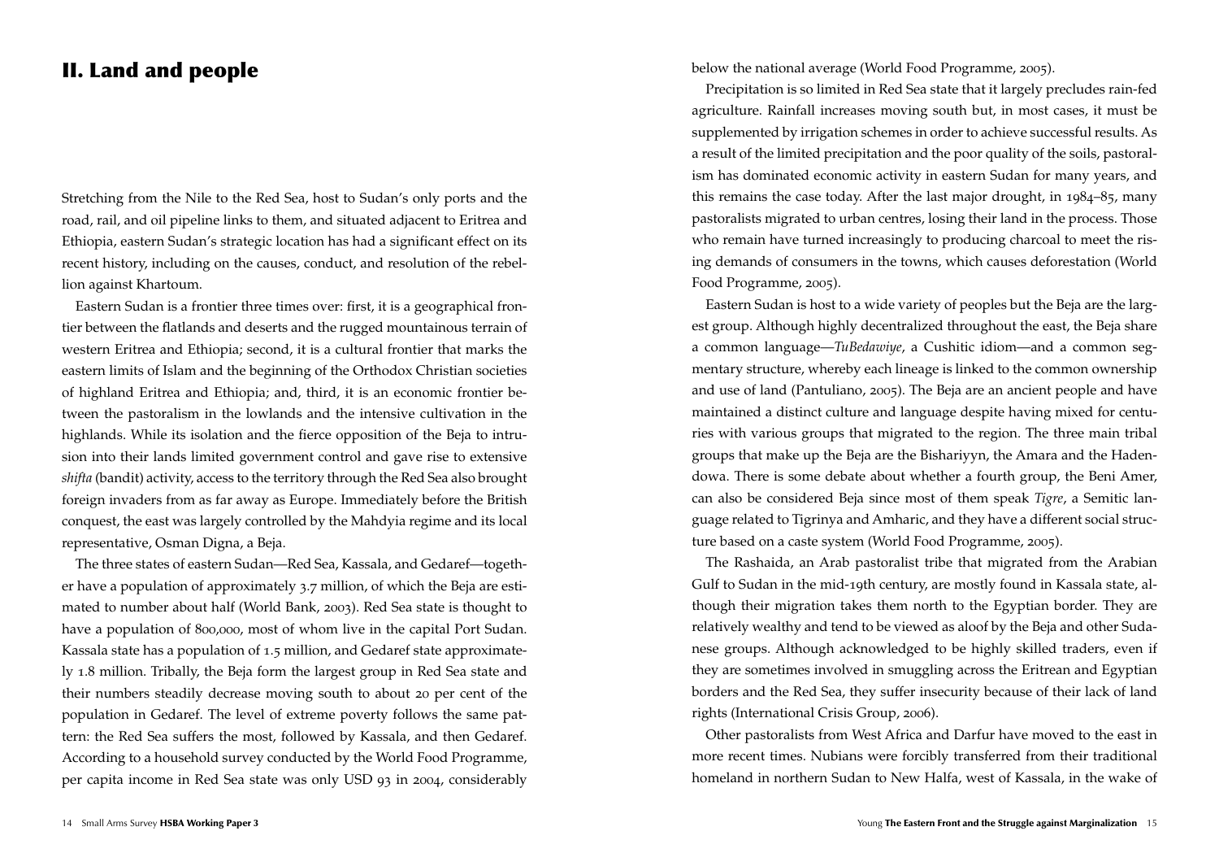## II. Land and people

Stretching from the Nile to the Red Sea, host to Sudan's only ports and the road, rail, and oil pipeline links to them, and situated adjacent to Eritrea and Ethiopia, eastern Sudan's strategic location has had a significant effect on its recent history, including on the causes, conduct, and resolution of the rebellion against Khartoum.

Eastern Sudan is a frontier three times over: first, it is a geographical frontier between the flatlands and deserts and the rugged mountainous terrain of western Eritrea and Ethiopia; second, it is a cultural frontier that marks the eastern limits of Islam and the beginning of the Orthodox Christian societies of highland Eritrea and Ethiopia; and, third, it is an economic frontier between the pastoralism in the lowlands and the intensive cultivation in the highlands. While its isolation and the fierce opposition of the Beja to intrusion into their lands limited government control and gave rise to extensive *shifta* (bandit) activity, access to the territory through the Red Sea also brought foreign invaders from as far away as Europe. Immediately before the British conquest, the east was largely controlled by the Mahdyia regime and its local representative, Osman Digna, a Beja.

The three states of eastern Sudan—Red Sea, Kassala, and Gedaref—together have a population of approximately 3.7 million, of which the Beja are estimated to number about half (World Bank, 2003). Red Sea state is thought to have a population of 800,000, most of whom live in the capital Port Sudan. Kassala state has a population of 1.5 million, and Gedaref state approximately 1.8 million. Tribally, the Beja form the largest group in Red Sea state and their numbers steadily decrease moving south to about 20 per cent of the population in Gedaref. The level of extreme poverty follows the same pattern: the Red Sea suffers the most, followed by Kassala, and then Gedaref. According to a household survey conducted by the World Food Programme, per capita income in Red Sea state was only USD 93 in 2004, considerably below the national average (World Food Programme, 2005).

Precipitation is so limited in Red Sea state that it largely precludes rain-fed agriculture. Rainfall increases moving south but, in most cases, it must be supplemented by irrigation schemes in order to achieve successful results. As a result of the limited precipitation and the poor quality of the soils, pastoralism has dominated economic activity in eastern Sudan for many years, and this remains the case today. After the last major drought, in 1984–85, many pastoralists migrated to urban centres, losing their land in the process. Those who remain have turned increasingly to producing charcoal to meet the rising demands of consumers in the towns, which causes deforestation (World Food Programme, 2005).

Eastern Sudan is host to a wide variety of peoples but the Beja are the largest group. Although highly decentralized throughout the east, the Beja share a common language—*TuBedawiye*, a Cushitic idiom—and a common segmentary structure, whereby each lineage is linked to the common ownership and use of land (Pantuliano, 2005). The Beja are an ancient people and have maintained a distinct culture and language despite having mixed for centuries with various groups that migrated to the region. The three main tribal groups that make up the Beja are the Bishariyyn, the Amara and the Hadendowa. There is some debate about whether a fourth group, the Beni Amer, can also be considered Beja since most of them speak *Tigre*, a Semitic language related to Tigrinya and Amharic, and they have a different social structure based on a caste system (World Food Programme, 2005).

The Rashaida, an Arab pastoralist tribe that migrated from the Arabian Gulf to Sudan in the mid-19th century, are mostly found in Kassala state, although their migration takes them north to the Egyptian border. They are relatively wealthy and tend to be viewed as aloof by the Beja and other Sudanese groups. Although acknowledged to be highly skilled traders, even if they are sometimes involved in smuggling across the Eritrean and Egyptian borders and the Red Sea, they suffer insecurity because of their lack of land rights (International Crisis Group, 2006).

Other pastoralists from West Africa and Darfur have moved to the east in more recent times. Nubians were forcibly transferred from their traditional homeland in northern Sudan to New Halfa, west of Kassala, in the wake of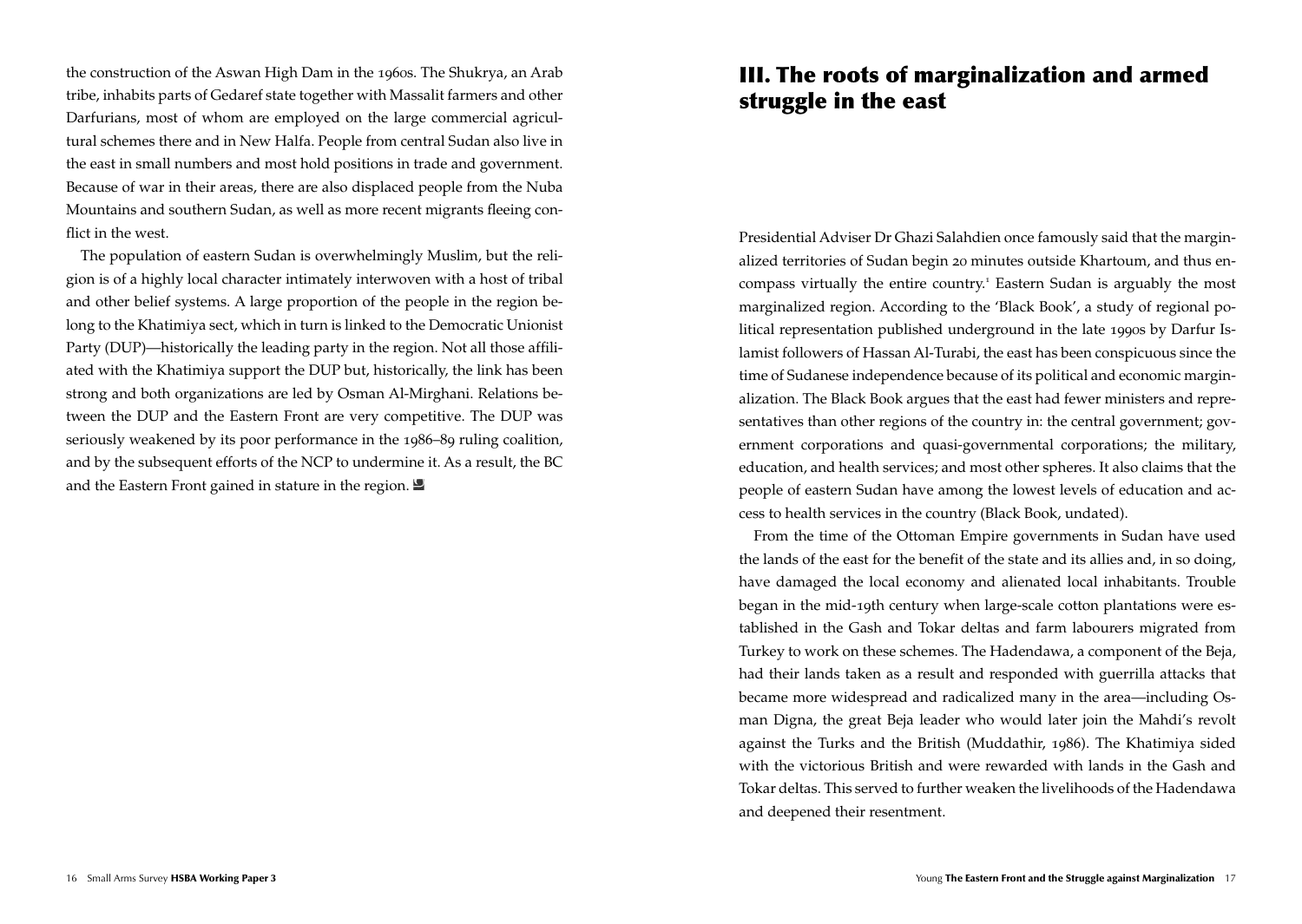the construction of the Aswan High Dam in the 1960s. The Shukrya, an Arab tribe, inhabits parts of Gedaref state together with Massalit farmers and other Darfurians, most of whom are employed on the large commercial agricultural schemes there and in New Halfa. People from central Sudan also live in the east in small numbers and most hold positions in trade and government. Because of war in their areas, there are also displaced people from the Nuba Mountains and southern Sudan, as well as more recent migrants fleeing conflict in the west.

The population of eastern Sudan is overwhelmingly Muslim, but the religion is of a highly local character intimately interwoven with a host of tribal and other belief systems. A large proportion of the people in the region belong to the Khatimiya sect, which in turn is linked to the Democratic Unionist Party (DUP)—historically the leading party in the region. Not all those affiliated with the Khatimiya support the DUP but, historically, the link has been strong and both organizations are led by Osman Al-Mirghani. Relations between the DUP and the Eastern Front are very competitive. The DUP was seriously weakened by its poor performance in the 1986–89 ruling coalition, and by the subsequent efforts of the NCP to undermine it. As a result, the BC and the Eastern Front gained in stature in the region.

# III. The roots of marginalization and armed struggle in the east

Presidential Adviser Dr Ghazi Salahdien once famously said that the marginalized territories of Sudan begin 20 minutes outside Khartoum, and thus encompass virtually the entire country.[1] Eastern Sudan is arguably the most marginalized region. According to the 'Black Book', a study of regional political representation published underground in the late 1990s by Darfur Islamist followers of Hassan Al-Turabi, the east has been conspicuous since the time of Sudanese independence because of its political and economic marginalization. The Black Book argues that the east had fewer ministers and representatives than other regions of the country in: the central government; government corporations and quasi-governmental corporations; the military, education, and health services; and most other spheres. It also claims that the people of eastern Sudan have among the lowest levels of education and access to health services in the country (Black Book, undated).

From the time of the Ottoman Empire governments in Sudan have used the lands of the east for the benefit of the state and its allies and, in so doing, have damaged the local economy and alienated local inhabitants. Trouble began in the mid-19th century when large-scale cotton plantations were established in the Gash and Tokar deltas and farm labourers migrated from Turkey to work on these schemes. The Hadendawa, a component of the Beja, had their lands taken as a result and responded with guerrilla attacks that became more widespread and radicalized many in the area—including Osman Digna, the great Beja leader who would later join the Mahdi's revolt against the Turks and the British (Muddathir, 1986). The Khatimiya sided with the victorious British and were rewarded with lands in the Gash and Tokar deltas. This served to further weaken the livelihoods of the Hadendawa and deepened their resentment.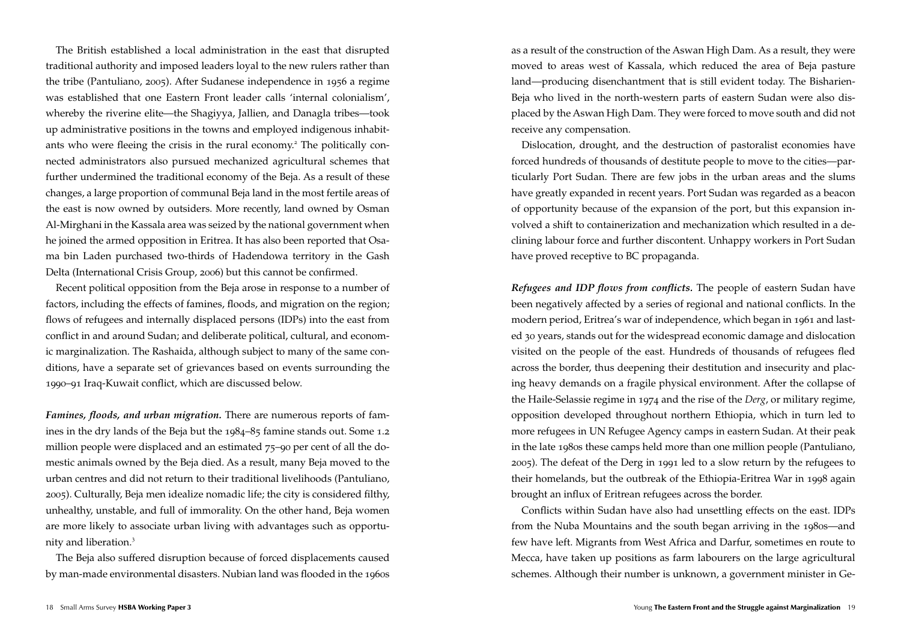The British established a local administration in the east that disrupted traditional authority and imposed leaders loyal to the new rulers rather than the tribe (Pantuliano, 2005). After Sudanese independence in 1956 a regime was established that one Eastern Front leader calls 'internal colonialism', whereby the riverine elite—the Shagiyya, Jallien, and Danagla tribes—took up administrative positions in the towns and employed indigenous inhabitants who were fleeing the crisis in the rural economy.[2] The politically connected administrators also pursued mechanized agricultural schemes that further undermined the traditional economy of the Beja. As a result of these changes, a large proportion of communal Beja land in the most fertile areas of the east is now owned by outsiders. More recently, land owned by Osman Al-Mirghani in the Kassala area was seized by the national government when he joined the armed opposition in Eritrea. It has also been reported that Osama bin Laden purchased two-thirds of Hadendowa territory in the Gash Delta (International Crisis Group, 2006) but this cannot be confirmed.

Recent political opposition from the Beja arose in response to a number of factors, including the effects of famines, floods, and migration on the region; flows of refugees and internally displaced persons (IDPs) into the east from conflict in and around Sudan; and deliberate political, cultural, and economic marginalization. The Rashaida, although subject to many of the same conditions, have a separate set of grievances based on events surrounding the 1990–91 Iraq-Kuwait conflict, which are discussed below.

***Famines, floods, and urban migration.*** There are numerous reports of famines in the dry lands of the Beja but the 1984–85 famine stands out. Some 1.2 million people were displaced and an estimated 75–90 per cent of all the domestic animals owned by the Beja died. As a result, many Beja moved to the urban centres and did not return to their traditional livelihoods (Pantuliano, 2005). Culturally, Beja men idealize nomadic life; the city is considered filthy, unhealthy, unstable, and full of immorality. On the other hand, Beja women are more likely to associate urban living with advantages such as opportunity and liberation.[3]

The Beja also suffered disruption because of forced displacements caused by man-made environmental disasters. Nubian land was flooded in the 1960s as a result of the construction of the Aswan High Dam. As a result, they were moved to areas west of Kassala, which reduced the area of Beja pasture land—producing disenchantment that is still evident today. The Bisharien-Beja who lived in the north-western parts of eastern Sudan were also displaced by the Aswan High Dam. They were forced to move south and did not receive any compensation.

Dislocation, drought, and the destruction of pastoralist economies have forced hundreds of thousands of destitute people to move to the cities—particularly Port Sudan. There are few jobs in the urban areas and the slums have greatly expanded in recent years. Port Sudan was regarded as a beacon of opportunity because of the expansion of the port, but this expansion involved a shift to containerization and mechanization which resulted in a declining labour force and further discontent. Unhappy workers in Port Sudan have proved receptive to BC propaganda.

***Refugees and IDP flows from conflicts.*** The people of eastern Sudan have been negatively affected by a series of regional and national conflicts. In the modern period, Eritrea's war of independence, which began in 1961 and lasted 30 years, stands out for the widespread economic damage and dislocation visited on the people of the east. Hundreds of thousands of refugees fled across the border, thus deepening their destitution and insecurity and placing heavy demands on a fragile physical environment. After the collapse of the Haile-Selassie regime in 1974 and the rise of the *Derg*, or military regime, opposition developed throughout northern Ethiopia, which in turn led to more refugees in UN Refugee Agency camps in eastern Sudan. At their peak in the late 1980s these camps held more than one million people (Pantuliano, 2005). The defeat of the Derg in 1991 led to a slow return by the refugees to their homelands, but the outbreak of the Ethiopia-Eritrea War in 1998 again brought an influx of Eritrean refugees across the border.

Conflicts within Sudan have also had unsettling effects on the east. IDPs from the Nuba Mountains and the south began arriving in the 1980s—and few have left. Migrants from West Africa and Darfur, sometimes en route to Mecca, have taken up positions as farm labourers on the large agricultural schemes. Although their number is unknown, a government minister in Ge-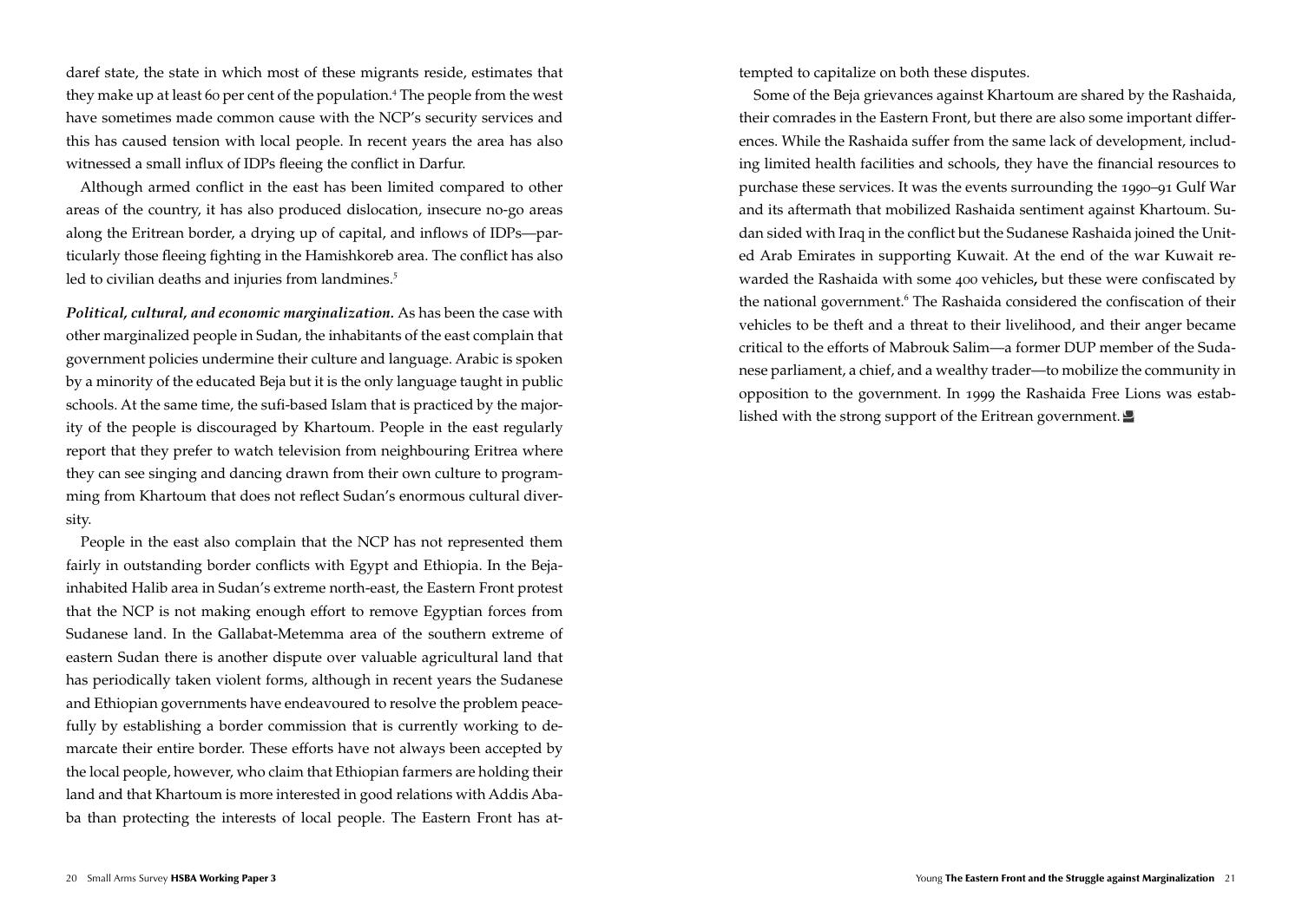daref state, the state in which most of these migrants reside, estimates that they make up at least 60 per cent of the population.[4] The people from the west have sometimes made common cause with the NCP's security services and this has caused tension with local people. In recent years the area has also witnessed a small influx of IDPs fleeing the conflict in Darfur.

Although armed conflict in the east has been limited compared to other areas of the country, it has also produced dislocation, insecure no-go areas along the Eritrean border, a drying up of capital, and inflows of IDPs—particularly those fleeing fighting in the Hamishkoreb area. The conflict has also led to civilian deaths and injuries from landmines.[5]

***Political, cultural, and economic marginalization.*** As has been the case with other marginalized people in Sudan, the inhabitants of the east complain that government policies undermine their culture and language. Arabic is spoken by a minority of the educated Beja but it is the only language taught in public schools. At the same time, the sufi-based Islam that is practiced by the majority of the people is discouraged by Khartoum. People in the east regularly report that they prefer to watch television from neighbouring Eritrea where they can see singing and dancing drawn from their own culture to programming from Khartoum that does not reflect Sudan's enormous cultural diversity.

People in the east also complain that the NCP has not represented them fairly in outstanding border conflicts with Egypt and Ethiopia. In the Beja-inhabited Halib area in Sudan's extreme north-east, the Eastern Front protest that the NCP is not making enough effort to remove Egyptian forces from Sudanese land. In the Gallabat-Metemma area of the southern extreme of eastern Sudan there is another dispute over valuable agricultural land that has periodically taken violent forms, although in recent years the Sudanese and Ethiopian governments have endeavoured to resolve the problem peacefully by establishing a border commission that is currently working to demarcate their entire border. These efforts have not always been accepted by the local people, however, who claim that Ethiopian farmers are holding their land and that Khartoum is more interested in good relations with Addis Ababa than protecting the interests of local people. The Eastern Front has attempted to capitalize on both these disputes.

Some of the Beja grievances against Khartoum are shared by the Rashaida, their comrades in the Eastern Front, but there are also some important differences. While the Rashaida suffer from the same lack of development, including limited health facilities and schools, they have the financial resources to purchase these services. It was the events surrounding the 1990–91 Gulf War and its aftermath that mobilized Rashaida sentiment against Khartoum. Sudan sided with Iraq in the conflict but the Sudanese Rashaida joined the United Arab Emirates in supporting Kuwait. At the end of the war Kuwait rewarded the Rashaida with some 400 vehicles, but these were confiscated by the national government.[6] The Rashaida considered the confiscation of their vehicles to be theft and a threat to their livelihood, and their anger became critical to the efforts of Mabrouk Salim—a former DUP member of the Sudanese parliament, a chief, and a wealthy trader—to mobilize the community in opposition to the government. In 1999 the Rashaida Free Lions was established with the strong support of the Eritrean government.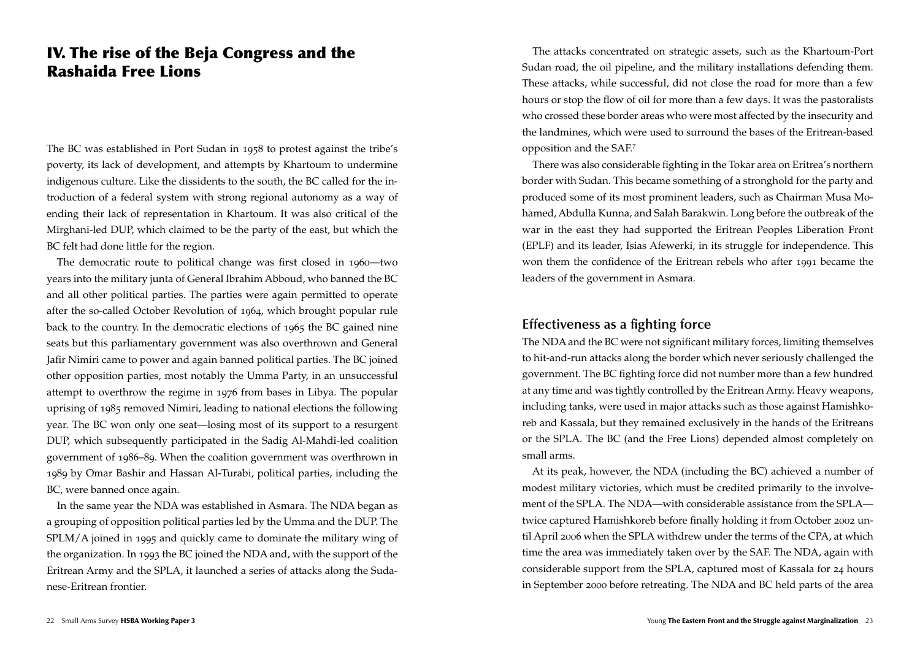# IV. The rise of the Beja Congress and the Rashaida Free Lions

The BC was established in Port Sudan in 1958 to protest against the tribe's poverty, its lack of development, and attempts by Khartoum to undermine indigenous culture. Like the dissidents to the south, the BC called for the introduction of a federal system with strong regional autonomy as a way of ending their lack of representation in Khartoum. It was also critical of the Mirghani-led DUP, which claimed to be the party of the east, but which the BC felt had done little for the region.

The democratic route to political change was first closed in 1960—two years into the military junta of General Ibrahim Abboud, who banned the BC and all other political parties. The parties were again permitted to operate after the so-called October Revolution of 1964, which brought popular rule back to the country. In the democratic elections of 1965 the BC gained nine seats but this parliamentary government was also overthrown and General Jafir Nimiri came to power and again banned political parties. The BC joined other opposition parties, most notably the Umma Party, in an unsuccessful attempt to overthrow the regime in 1976 from bases in Libya. The popular uprising of 1985 removed Nimiri, leading to national elections the following year. The BC won only one seat—losing most of its support to a resurgent DUP, which subsequently participated in the Sadig Al-Mahdi-led coalition government of 1986–89. When the coalition government was overthrown in 1989 by Omar Bashir and Hassan Al-Turabi, political parties, including the BC, were banned once again.

In the same year the NDA was established in Asmara. The NDA began as a grouping of opposition political parties led by the Umma and the DUP. The SPLM/A joined in 1995 and quickly came to dominate the military wing of the organization. In 1993 the BC joined the NDA and, with the support of the Eritrean Army and the SPLA, it launched a series of attacks along the Sudanese-Eritrean frontier.

The attacks concentrated on strategic assets, such as the Khartoum-Port Sudan road, the oil pipeline, and the military installations defending them. These attacks, while successful, did not close the road for more than a few hours or stop the flow of oil for more than a few days. It was the pastoralists who crossed these border areas who were most affected by the insecurity and the landmines, which were used to surround the bases of the Eritrean-based opposition and the SAF.[7]

There was also considerable fighting in the Tokar area on Eritrea's northern border with Sudan. This became something of a stronghold for the party and produced some of its most prominent leaders, such as Chairman Musa Mohamed, Abdulla Kunna, and Salah Barakwin. Long before the outbreak of the war in the east they had supported the Eritrean Peoples Liberation Front (EPLF) and its leader, Isias Afewerki, in its struggle for independence. This won them the confidence of the Eritrean rebels who after 1991 became the leaders of the government in Asmara.

## Effectiveness as a fighting force

The NDA and the BC were not significant military forces, limiting themselves to hit-and-run attacks along the border which never seriously challenged the government. The BC fighting force did not number more than a few hundred at any time and was tightly controlled by the Eritrean Army. Heavy weapons, including tanks, were used in major attacks such as those against Hamishkoreb and Kassala, but they remained exclusively in the hands of the Eritreans or the SPLA. The BC (and the Free Lions) depended almost completely on small arms.

At its peak, however, the NDA (including the BC) achieved a number of modest military victories, which must be credited primarily to the involvement of the SPLA. The NDA—with considerable assistance from the SPLA—twice captured Hamishkoreb before finally holding it from October 2002 until April 2006 when the SPLA withdrew under the terms of the CPA, at which time the area was immediately taken over by the SAF. The NDA, again with considerable support from the SPLA, captured most of Kassala for 24 hours in September 2000 before retreating. The NDA and BC held parts of the area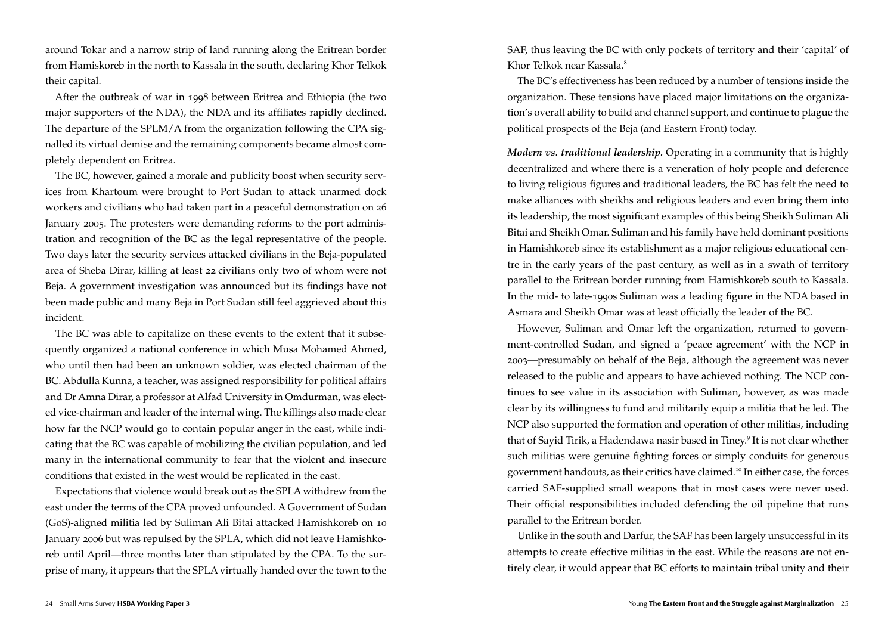around Tokar and a narrow strip of land running along the Eritrean border from Hamiskoreb in the north to Kassala in the south, declaring Khor Telkok their capital.

After the outbreak of war in 1998 between Eritrea and Ethiopia (the two major supporters of the NDA), the NDA and its affiliates rapidly declined. The departure of the SPLM/A from the organization following the CPA signalled its virtual demise and the remaining components became almost completely dependent on Eritrea.

The BC, however, gained a morale and publicity boost when security services from Khartoum were brought to Port Sudan to attack unarmed dock workers and civilians who had taken part in a peaceful demonstration on 26 January 2005. The protesters were demanding reforms to the port administration and recognition of the BC as the legal representative of the people. Two days later the security services attacked civilians in the Beja-populated area of Sheba Dirar, killing at least 22 civilians only two of whom were not Beja. A government investigation was announced but its findings have not been made public and many Beja in Port Sudan still feel aggrieved about this incident.

The BC was able to capitalize on these events to the extent that it subsequently organized a national conference in which Musa Mohamed Ahmed, who until then had been an unknown soldier, was elected chairman of the BC. Abdulla Kunna, a teacher, was assigned responsibility for political affairs and Dr Amna Dirar, a professor at Alfad University in Omdurman, was elected vice-chairman and leader of the internal wing. The killings also made clear how far the NCP would go to contain popular anger in the east, while indicating that the BC was capable of mobilizing the civilian population, and led many in the international community to fear that the violent and insecure conditions that existed in the west would be replicated in the east.

Expectations that violence would break out as the SPLA withdrew from the east under the terms of the CPA proved unfounded. A Government of Sudan (GoS)-aligned militia led by Suliman Ali Bitai attacked Hamishkoreb on 10 January 2006 but was repulsed by the SPLA, which did not leave Hamishkoreb until April—three months later than stipulated by the CPA. To the surprise of many, it appears that the SPLA virtually handed over the town to the SAF, thus leaving the BC with only pockets of territory and their 'capital' of Khor Telkok near Kassala.[8]

The BC's effectiveness has been reduced by a number of tensions inside the organization. These tensions have placed major limitations on the organization's overall ability to build and channel support, and continue to plague the political prospects of the Beja (and Eastern Front) today.

***Modern vs. traditional leadership.*** Operating in a community that is highly decentralized and where there is a veneration of holy people and deference to living religious figures and traditional leaders, the BC has felt the need to make alliances with sheikhs and religious leaders and even bring them into its leadership, the most significant examples of this being Sheikh Suliman Ali Bitai and Sheikh Omar. Suliman and his family have held dominant positions in Hamishkoreb since its establishment as a major religious educational centre in the early years of the past century, as well as in a swath of territory parallel to the Eritrean border running from Hamishkoreb south to Kassala. In the mid- to late-1990s Suliman was a leading figure in the NDA based in Asmara and Sheikh Omar was at least officially the leader of the BC.

However, Suliman and Omar left the organization, returned to government-controlled Sudan, and signed a 'peace agreement' with the NCP in 2003—presumably on behalf of the Beja, although the agreement was never released to the public and appears to have achieved nothing. The NCP continues to see value in its association with Suliman, however, as was made clear by its willingness to fund and militarily equip a militia that he led. The NCP also supported the formation and operation of other militias, including that of Sayid Tirik, a Hadendawa nasir based in Tiney.[9] It is not clear whether such militias were genuine fighting forces or simply conduits for generous government handouts, as their critics have claimed.[10] In either case, the forces carried SAF-supplied small weapons that in most cases were never used. Their official responsibilities included defending the oil pipeline that runs parallel to the Eritrean border.

Unlike in the south and Darfur, the SAF has been largely unsuccessful in its attempts to create effective militias in the east. While the reasons are not entirely clear, it would appear that BC efforts to maintain tribal unity and their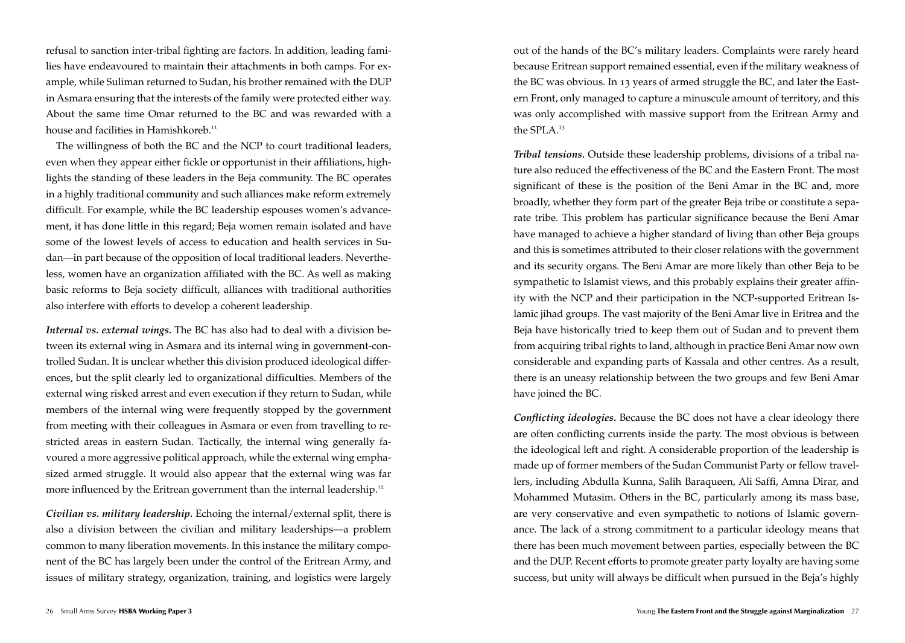refusal to sanction inter-tribal fighting are factors. In addition, leading families have endeavoured to maintain their attachments in both camps. For example, while Suliman returned to Sudan, his brother remained with the DUP in Asmara ensuring that the interests of the family were protected either way. About the same time Omar returned to the BC and was rewarded with a house and facilities in Hamishkoreb.[11]

The willingness of both the BC and the NCP to court traditional leaders, even when they appear either fickle or opportunist in their affiliations, highlights the standing of these leaders in the Beja community. The BC operates in a highly traditional community and such alliances make reform extremely difficult. For example, while the BC leadership espouses women's advancement, it has done little in this regard; Beja women remain isolated and have some of the lowest levels of access to education and health services in Sudan—in part because of the opposition of local traditional leaders. Nevertheless, women have an organization affiliated with the BC. As well as making basic reforms to Beja society difficult, alliances with traditional authorities also interfere with efforts to develop a coherent leadership.

***Internal vs. external wings.*** The BC has also had to deal with a division between its external wing in Asmara and its internal wing in government-controlled Sudan. It is unclear whether this division produced ideological differences, but the split clearly led to organizational difficulties. Members of the external wing risked arrest and even execution if they return to Sudan, while members of the internal wing were frequently stopped by the government from meeting with their colleagues in Asmara or even from travelling to restricted areas in eastern Sudan. Tactically, the internal wing generally favoured a more aggressive political approach, while the external wing emphasized armed struggle. It would also appear that the external wing was far more influenced by the Eritrean government than the internal leadership.[12]

***Civilian vs. military leadership.*** Echoing the internal/external split, there is also a division between the civilian and military leaderships—a problem common to many liberation movements. In this instance the military component of the BC has largely been under the control of the Eritrean Army, and issues of military strategy, organization, training, and logistics were largely out of the hands of the BC's military leaders. Complaints were rarely heard because Eritrean support remained essential, even if the military weakness of the BC was obvious. In 13 years of armed struggle the BC, and later the Eastern Front, only managed to capture a minuscule amount of territory, and this was only accomplished with massive support from the Eritrean Army and the SPLA.[13]

***Tribal tensions.*** Outside these leadership problems, divisions of a tribal nature also reduced the effectiveness of the BC and the Eastern Front. The most significant of these is the position of the Beni Amar in the BC and, more broadly, whether they form part of the greater Beja tribe or constitute a separate tribe. This problem has particular significance because the Beni Amar have managed to achieve a higher standard of living than other Beja groups and this is sometimes attributed to their closer relations with the government and its security organs. The Beni Amar are more likely than other Beja to be sympathetic to Islamist views, and this probably explains their greater affinity with the NCP and their participation in the NCP-supported Eritrean Islamic jihad groups. The vast majority of the Beni Amar live in Eritrea and the Beja have historically tried to keep them out of Sudan and to prevent them from acquiring tribal rights to land, although in practice Beni Amar now own considerable and expanding parts of Kassala and other centres. As a result, there is an uneasy relationship between the two groups and few Beni Amar have joined the BC.

***Conflicting ideologies.*** Because the BC does not have a clear ideology there are often conflicting currents inside the party. The most obvious is between the ideological left and right. A considerable proportion of the leadership is made up of former members of the Sudan Communist Party or fellow travellers, including Abdulla Kunna, Salih Baraqueen, Ali Saffi, Amna Dirar, and Mohammed Mutasim. Others in the BC, particularly among its mass base, are very conservative and even sympathetic to notions of Islamic governance. The lack of a strong commitment to a particular ideology means that there has been much movement between parties, especially between the BC and the DUP. Recent efforts to promote greater party loyalty are having some success, but unity will always be difficult when pursued in the Beja's highly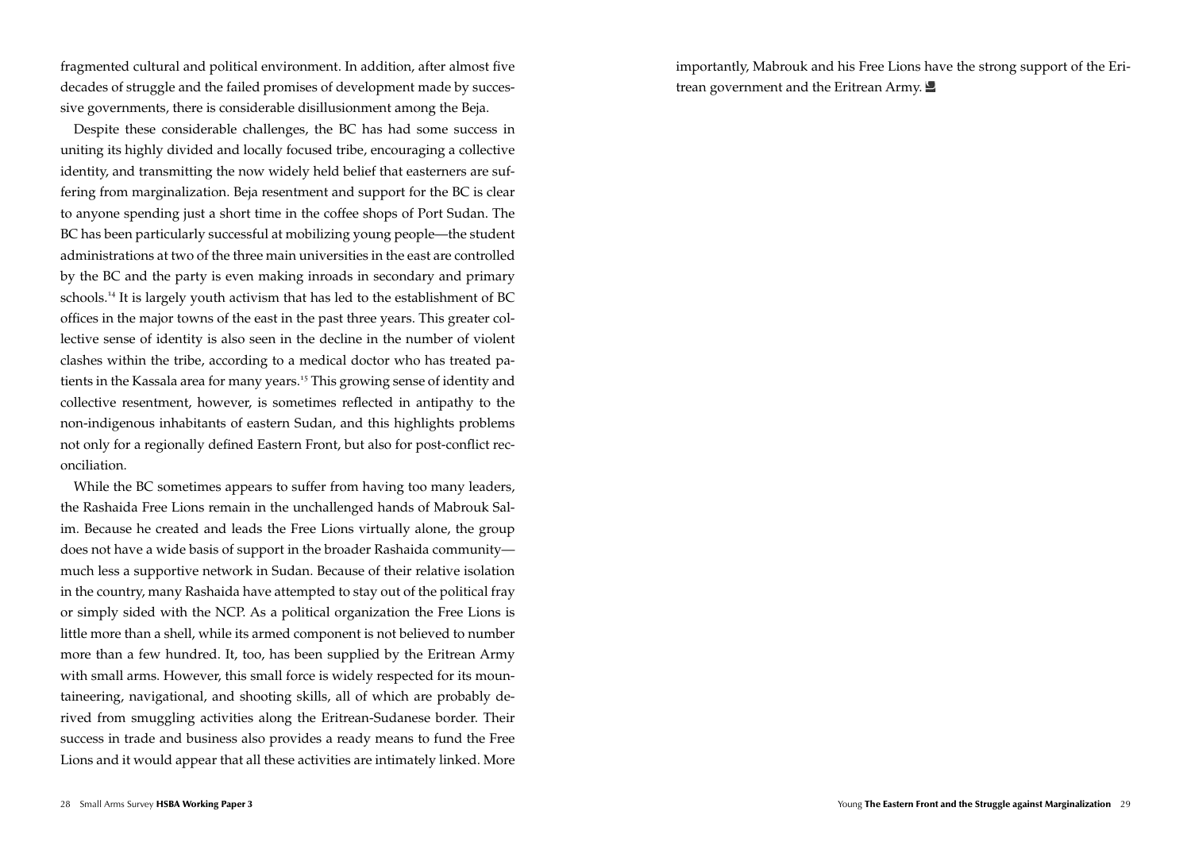fragmented cultural and political environment. In addition, after almost five decades of struggle and the failed promises of development made by successive governments, there is considerable disillusionment among the Beja.

Despite these considerable challenges, the BC has had some success in uniting its highly divided and locally focused tribe, encouraging a collective identity, and transmitting the now widely held belief that easterners are suffering from marginalization. Beja resentment and support for the BC is clear to anyone spending just a short time in the coffee shops of Port Sudan. The BC has been particularly successful at mobilizing young people—the student administrations at two of the three main universities in the east are controlled by the BC and the party is even making inroads in secondary and primary schools.[14] It is largely youth activism that has led to the establishment of BC offices in the major towns of the east in the past three years. This greater collective sense of identity is also seen in the decline in the number of violent clashes within the tribe, according to a medical doctor who has treated patients in the Kassala area for many years.[15] This growing sense of identity and collective resentment, however, is sometimes reflected in antipathy to the non-indigenous inhabitants of eastern Sudan, and this highlights problems not only for a regionally defined Eastern Front, but also for post-conflict reconciliation.

While the BC sometimes appears to suffer from having too many leaders, the Rashaida Free Lions remain in the unchallenged hands of Mabrouk Salim. Because he created and leads the Free Lions virtually alone, the group does not have a wide basis of support in the broader Rashaida community—much less a supportive network in Sudan. Because of their relative isolation in the country, many Rashaida have attempted to stay out of the political fray or simply sided with the NCP. As a political organization the Free Lions is little more than a shell, while its armed component is not believed to number more than a few hundred. It, too, has been supplied by the Eritrean Army with small arms. However, this small force is widely respected for its mountaineering, navigational, and shooting skills, all of which are probably derived from smuggling activities along the Eritrean-Sudanese border. Their success in trade and business also provides a ready means to fund the Free Lions and it would appear that all these activities are intimately linked. More importantly, Mabrouk and his Free Lions have the strong support of the Eritrean government and the Eritrean Army.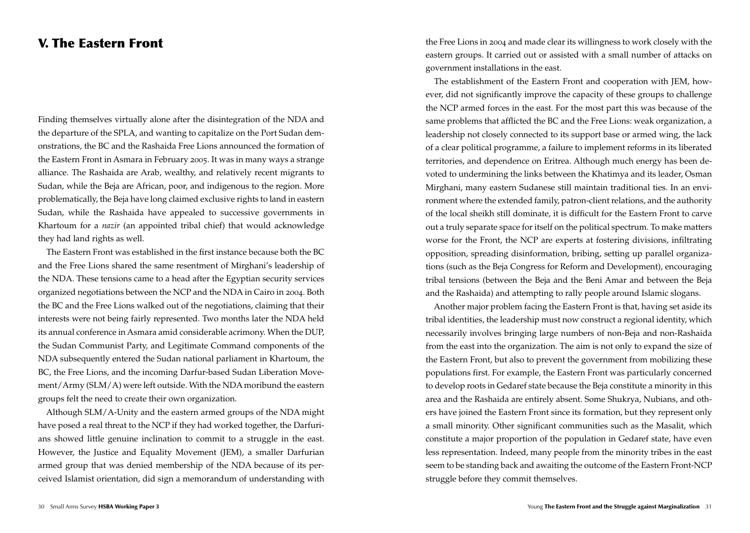# V. The Eastern Front

Finding themselves virtually alone after the disintegration of the NDA and the departure of the SPLA, and wanting to capitalize on the Port Sudan demonstrations, the BC and the Rashaida Free Lions announced the formation of the Eastern Front in Asmara in February 2005. It was in many ways a strange alliance. The Rashaida are Arab, wealthy, and relatively recent migrants to Sudan, while the Beja are African, poor, and indigenous to the region. More problematically, the Beja have long claimed exclusive rights to land in eastern Sudan, while the Rashaida have appealed to successive governments in Khartoum for a *nazir* (an appointed tribal chief) that would acknowledge they had land rights as well.

The Eastern Front was established in the first instance because both the BC and the Free Lions shared the same resentment of Mirghani's leadership of the NDA. These tensions came to a head after the Egyptian security services organized negotiations between the NCP and the NDA in Cairo in 2004. Both the BC and the Free Lions walked out of the negotiations, claiming that their interests were not being fairly represented. Two months later the NDA held its annual conference in Asmara amid considerable acrimony. When the DUP, the Sudan Communist Party, and Legitimate Command components of the NDA subsequently entered the Sudan national parliament in Khartoum, the BC, the Free Lions, and the incoming Darfur-based Sudan Liberation Movement/Army (SLM/A) were left outside. With the NDA moribund the eastern groups felt the need to create their own organization.

Although SLM/A-Unity and the eastern armed groups of the NDA might have posed a real threat to the NCP if they had worked together, the Darfurians showed little genuine inclination to commit to a struggle in the east. However, the Justice and Equality Movement (JEM), a smaller Darfurian armed group that was denied membership of the NDA because of its perceived Islamist orientation, did sign a memorandum of understanding with the Free Lions in 2004 and made clear its willingness to work closely with the eastern groups. It carried out or assisted with a small number of attacks on government installations in the east.

The establishment of the Eastern Front and cooperation with JEM, however, did not significantly improve the capacity of these groups to challenge the NCP armed forces in the east. For the most part this was because of the same problems that afflicted the BC and the Free Lions: weak organization, a leadership not closely connected to its support base or armed wing, the lack of a clear political programme, a failure to implement reforms in its liberated territories, and dependence on Eritrea. Although much energy has been devoted to undermining the links between the Khatimya and its leader, Osman Mirghani, many eastern Sudanese still maintain traditional ties. In an environment where the extended family, patron-client relations, and the authority of the local sheikh still dominate, it is difficult for the Eastern Front to carve out a truly separate space for itself on the political spectrum. To make matters worse for the Front, the NCP are experts at fostering divisions, infiltrating opposition, spreading disinformation, bribing, setting up parallel organizations (such as the Beja Congress for Reform and Development), encouraging tribal tensions (between the Beja and the Beni Amar and between the Beja and the Rashaida) and attempting to rally people around Islamic slogans.

Another major problem facing the Eastern Front is that, having set aside its tribal identities, the leadership must now construct a regional identity, which necessarily involves bringing large numbers of non-Beja and non-Rashaida from the east into the organization. The aim is not only to expand the size of the Eastern Front, but also to prevent the government from mobilizing these populations first. For example, the Eastern Front was particularly concerned to develop roots in Gedaref state because the Beja constitute a minority in this area and the Rashaida are entirely absent. Some Shukrya, Nubians, and others have joined the Eastern Front since its formation, but they represent only a small minority. Other significant communities such as the Masalit, which constitute a major proportion of the population in Gedaref state, have even less representation. Indeed, many people from the minority tribes in the east seem to be standing back and awaiting the outcome of the Eastern Front-NCP struggle before they commit themselves.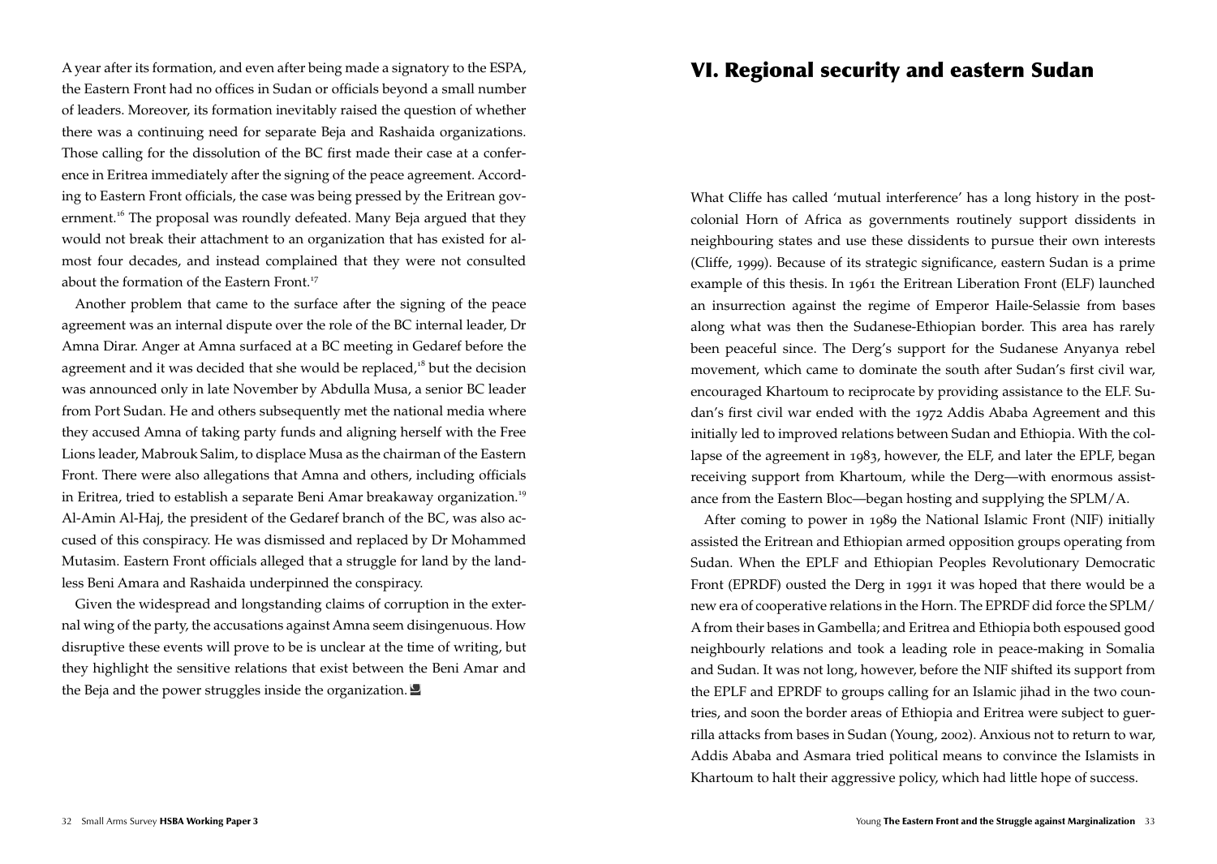A year after its formation, and even after being made a signatory to the ESPA, the Eastern Front had no offices in Sudan or officials beyond a small number of leaders. Moreover, its formation inevitably raised the question of whether there was a continuing need for separate Beja and Rashaida organizations. Those calling for the dissolution of the BC first made their case at a conference in Eritrea immediately after the signing of the peace agreement. According to Eastern Front officials, the case was being pressed by the Eritrean government.[16] The proposal was roundly defeated. Many Beja argued that they would not break their attachment to an organization that has existed for almost four decades, and instead complained that they were not consulted about the formation of the Eastern Front.[17]

Another problem that came to the surface after the signing of the peace agreement was an internal dispute over the role of the BC internal leader, Dr Amna Dirar. Anger at Amna surfaced at a BC meeting in Gedaref before the agreement and it was decided that she would be replaced,[18] but the decision was announced only in late November by Abdulla Musa, a senior BC leader from Port Sudan. He and others subsequently met the national media where they accused Amna of taking party funds and aligning herself with the Free Lions leader, Mabrouk Salim, to displace Musa as the chairman of the Eastern Front. There were also allegations that Amna and others, including officials in Eritrea, tried to establish a separate Beni Amar breakaway organization.[19] Al-Amin Al-Haj, the president of the Gedaref branch of the BC, was also accused of this conspiracy. He was dismissed and replaced by Dr Mohammed Mutasim. Eastern Front officials alleged that a struggle for land by the landless Beni Amara and Rashaida underpinned the conspiracy.

Given the widespread and longstanding claims of corruption in the external wing of the party, the accusations against Amna seem disingenuous. How disruptive these events will prove to be is unclear at the time of writing, but they highlight the sensitive relations that exist between the Beni Amar and the Beja and the power struggles inside the organization.

# VI. Regional security and eastern Sudan

What Cliffe has called 'mutual interference' has a long history in the post-colonial Horn of Africa as governments routinely support dissidents in neighbouring states and use these dissidents to pursue their own interests (Cliffe, 1999). Because of its strategic significance, eastern Sudan is a prime example of this thesis. In 1961 the Eritrean Liberation Front (ELF) launched an insurrection against the regime of Emperor Haile-Selassie from bases along what was then the Sudanese-Ethiopian border. This area has rarely been peaceful since. The Derg's support for the Sudanese Anyanya rebel movement, which came to dominate the south after Sudan's first civil war, encouraged Khartoum to reciprocate by providing assistance to the ELF. Sudan's first civil war ended with the 1972 Addis Ababa Agreement and this initially led to improved relations between Sudan and Ethiopia. With the collapse of the agreement in 1983, however, the ELF, and later the EPLF, began receiving support from Khartoum, while the Derg—with enormous assistance from the Eastern Bloc—began hosting and supplying the SPLM/A.

After coming to power in 1989 the National Islamic Front (NIF) initially assisted the Eritrean and Ethiopian armed opposition groups operating from Sudan. When the EPLF and Ethiopian Peoples Revolutionary Democratic Front (EPRDF) ousted the Derg in 1991 it was hoped that there would be a new era of cooperative relations in the Horn. The EPRDF did force the SPLM/A from their bases in Gambella; and Eritrea and Ethiopia both espoused good neighbourly relations and took a leading role in peace-making in Somalia and Sudan. It was not long, however, before the NIF shifted its support from the EPLF and EPRDF to groups calling for an Islamic jihad in the two countries, and soon the border areas of Ethiopia and Eritrea were subject to guerrilla attacks from bases in Sudan (Young, 2002). Anxious not to return to war, Addis Ababa and Asmara tried political means to convince the Islamists in Khartoum to halt their aggressive policy, which had little hope of success.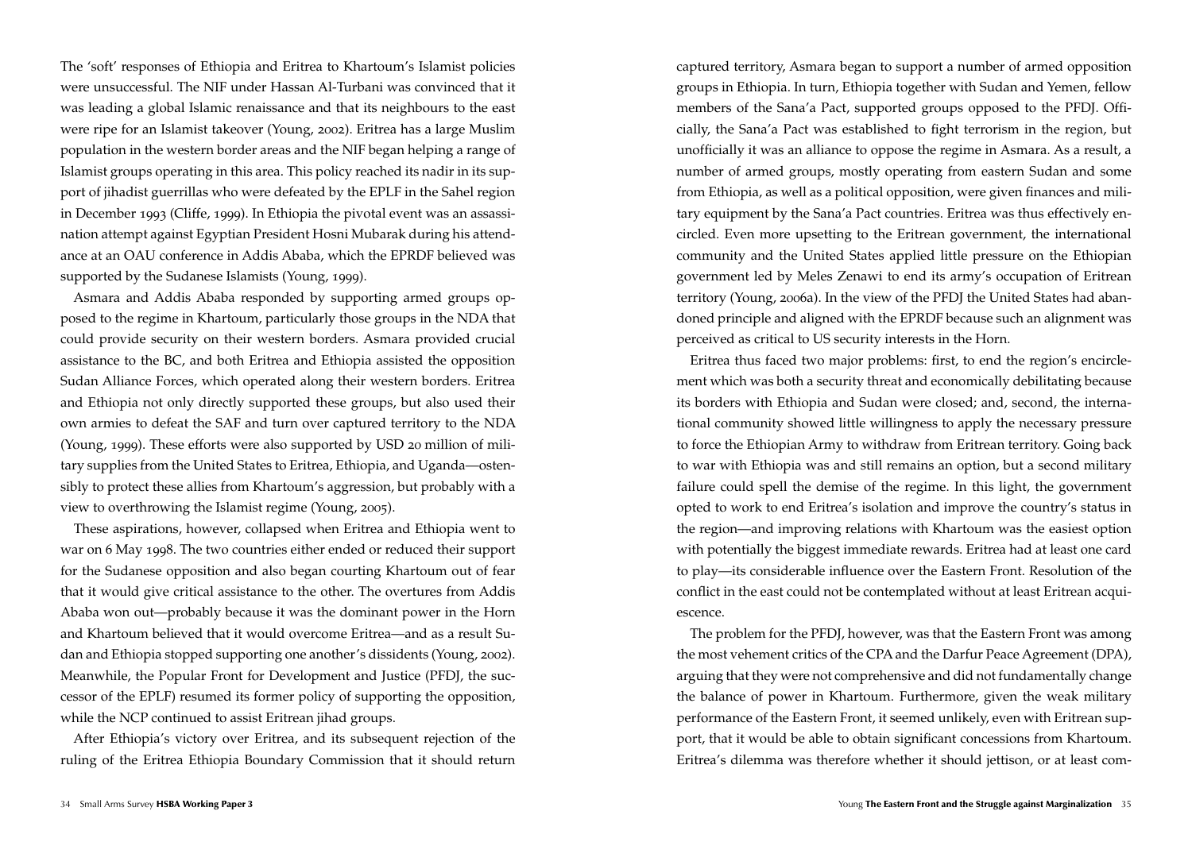The 'soft' responses of Ethiopia and Eritrea to Khartoum's Islamist policies were unsuccessful. The NIF under Hassan Al-Turbani was convinced that it was leading a global Islamic renaissance and that its neighbours to the east were ripe for an Islamist takeover (Young, 2002). Eritrea has a large Muslim population in the western border areas and the NIF began helping a range of Islamist groups operating in this area. This policy reached its nadir in its support of jihadist guerrillas who were defeated by the EPLF in the Sahel region in December 1993 (Cliffe, 1999). In Ethiopia the pivotal event was an assassination attempt against Egyptian President Hosni Mubarak during his attendance at an OAU conference in Addis Ababa, which the EPRDF believed was supported by the Sudanese Islamists (Young, 1999).

Asmara and Addis Ababa responded by supporting armed groups opposed to the regime in Khartoum, particularly those groups in the NDA that could provide security on their western borders. Asmara provided crucial assistance to the BC, and both Eritrea and Ethiopia assisted the opposition Sudan Alliance Forces, which operated along their western borders. Eritrea and Ethiopia not only directly supported these groups, but also used their own armies to defeat the SAF and turn over captured territory to the NDA (Young, 1999). These efforts were also supported by USD 20 million of military supplies from the United States to Eritrea, Ethiopia, and Uganda—ostensibly to protect these allies from Khartoum's aggression, but probably with a view to overthrowing the Islamist regime (Young, 2005).

These aspirations, however, collapsed when Eritrea and Ethiopia went to war on 6 May 1998. The two countries either ended or reduced their support for the Sudanese opposition and also began courting Khartoum out of fear that it would give critical assistance to the other. The overtures from Addis Ababa won out—probably because it was the dominant power in the Horn and Khartoum believed that it would overcome Eritrea—and as a result Sudan and Ethiopia stopped supporting one another's dissidents (Young, 2002). Meanwhile, the Popular Front for Development and Justice (PFDJ, the successor of the EPLF) resumed its former policy of supporting the opposition, while the NCP continued to assist Eritrean jihad groups.

After Ethiopia's victory over Eritrea, and its subsequent rejection of the ruling of the Eritrea Ethiopia Boundary Commission that it should return captured territory, Asmara began to support a number of armed opposition groups in Ethiopia. In turn, Ethiopia together with Sudan and Yemen, fellow members of the Sana'a Pact, supported groups opposed to the PFDJ. Officially, the Sana'a Pact was established to fight terrorism in the region, but unofficially it was an alliance to oppose the regime in Asmara. As a result, a number of armed groups, mostly operating from eastern Sudan and some from Ethiopia, as well as a political opposition, were given finances and military equipment by the Sana'a Pact countries. Eritrea was thus effectively encircled. Even more upsetting to the Eritrean government, the international community and the United States applied little pressure on the Ethiopian government led by Meles Zenawi to end its army's occupation of Eritrean territory (Young, 2006a). In the view of the PFDJ the United States had abandoned principle and aligned with the EPRDF because such an alignment was perceived as critical to US security interests in the Horn.

Eritrea thus faced two major problems: first, to end the region's encirclement which was both a security threat and economically debilitating because its borders with Ethiopia and Sudan were closed; and, second, the international community showed little willingness to apply the necessary pressure to force the Ethiopian Army to withdraw from Eritrean territory. Going back to war with Ethiopia was and still remains an option, but a second military failure could spell the demise of the regime. In this light, the government opted to work to end Eritrea's isolation and improve the country's status in the region—and improving relations with Khartoum was the easiest option with potentially the biggest immediate rewards. Eritrea had at least one card to play—its considerable influence over the Eastern Front. Resolution of the conflict in the east could not be contemplated without at least Eritrean acquiescence.

The problem for the PFDJ, however, was that the Eastern Front was among the most vehement critics of the CPA and the Darfur Peace Agreement (DPA), arguing that they were not comprehensive and did not fundamentally change the balance of power in Khartoum. Furthermore, given the weak military performance of the Eastern Front, it seemed unlikely, even with Eritrean support, that it would be able to obtain significant concessions from Khartoum. Eritrea's dilemma was therefore whether it should jettison, or at least com-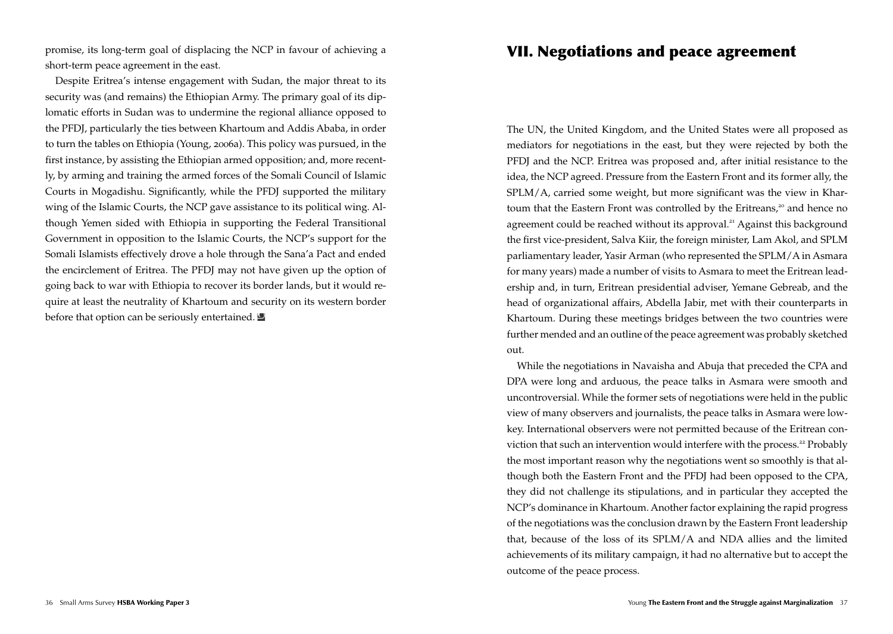promise, its long-term goal of displacing the NCP in favour of achieving a short-term peace agreement in the east.

Despite Eritrea's intense engagement with Sudan, the major threat to its security was (and remains) the Ethiopian Army. The primary goal of its diplomatic efforts in Sudan was to undermine the regional alliance opposed to the PFDJ, particularly the ties between Khartoum and Addis Ababa, in order to turn the tables on Ethiopia (Young, 2006a). This policy was pursued, in the first instance, by assisting the Ethiopian armed opposition; and, more recently, by arming and training the armed forces of the Somali Council of Islamic Courts in Mogadishu. Significantly, while the PFDJ supported the military wing of the Islamic Courts, the NCP gave assistance to its political wing. Although Yemen sided with Ethiopia in supporting the Federal Transitional Government in opposition to the Islamic Courts, the NCP's support for the Somali Islamists effectively drove a hole through the Sana'a Pact and ended the encirclement of Eritrea. The PFDJ may not have given up the option of going back to war with Ethiopia to recover its border lands, but it would require at least the neutrality of Khartoum and security on its western border before that option can be seriously entertained.

# VII. Negotiations and peace agreement

The UN, the United Kingdom, and the United States were all proposed as mediators for negotiations in the east, but they were rejected by both the PFDJ and the NCP. Eritrea was proposed and, after initial resistance to the idea, the NCP agreed. Pressure from the Eastern Front and its former ally, the SPLM/A, carried some weight, but more significant was the view in Khartoum that the Eastern Front was controlled by the Eritreans,[20] and hence no agreement could be reached without its approval.[21] Against this background the first vice-president, Salva Kiir, the foreign minister, Lam Akol, and SPLM parliamentary leader, Yasir Arman (who represented the SPLM/A in Asmara for many years) made a number of visits to Asmara to meet the Eritrean leadership and, in turn, Eritrean presidential adviser, Yemane Gebreab, and the head of organizational affairs, Abdella Jabir, met with their counterparts in Khartoum. During these meetings bridges between the two countries were further mended and an outline of the peace agreement was probably sketched out.

While the negotiations in Navaisha and Abuja that preceded the CPA and DPA were long and arduous, the peace talks in Asmara were smooth and uncontroversial. While the former sets of negotiations were held in the public view of many observers and journalists, the peace talks in Asmara were low-key. International observers were not permitted because of the Eritrean conviction that such an intervention would interfere with the process.[22] Probably the most important reason why the negotiations went so smoothly is that although both the Eastern Front and the PFDJ had been opposed to the CPA, they did not challenge its stipulations, and in particular they accepted the NCP's dominance in Khartoum. Another factor explaining the rapid progress of the negotiations was the conclusion drawn by the Eastern Front leadership that, because of the loss of its SPLM/A and NDA allies and the limited achievements of its military campaign, it had no alternative but to accept the outcome of the peace process.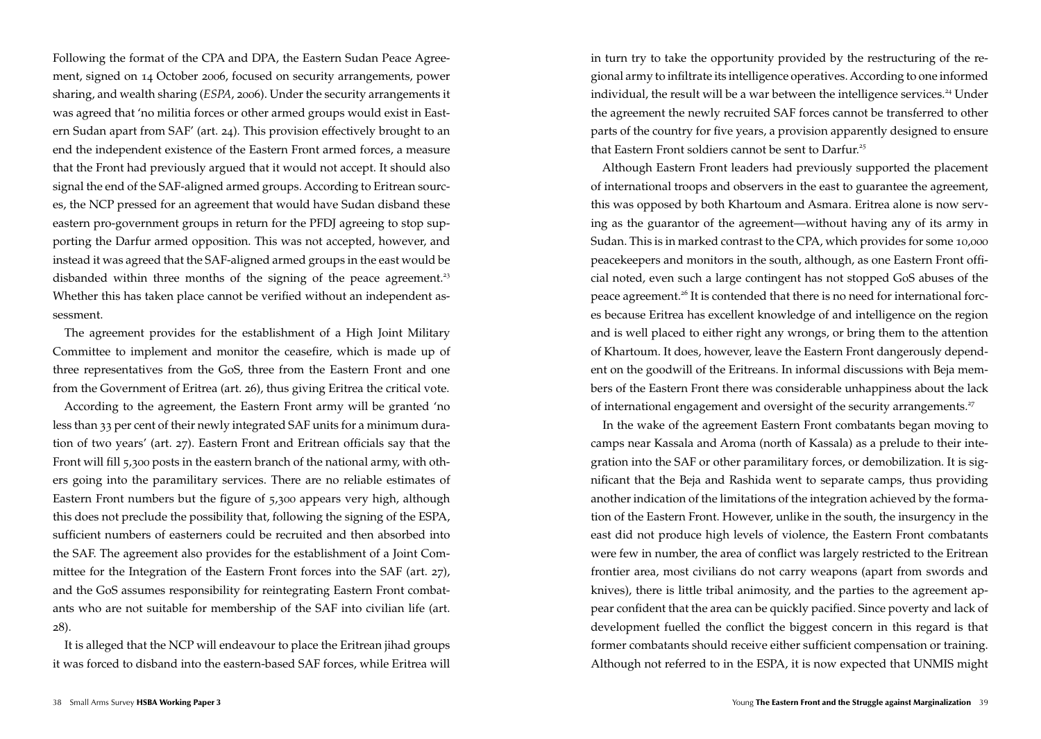Following the format of the CPA and DPA, the Eastern Sudan Peace Agreement, signed on 14 October 2006, focused on security arrangements, power sharing, and wealth sharing (*ESPA*, 2006). Under the security arrangements it was agreed that 'no militia forces or other armed groups would exist in Eastern Sudan apart from SAF' (art. 24). This provision effectively brought to an end the independent existence of the Eastern Front armed forces, a measure that the Front had previously argued that it would not accept. It should also signal the end of the SAF-aligned armed groups. According to Eritrean sources, the NCP pressed for an agreement that would have Sudan disband these eastern pro-government groups in return for the PFDJ agreeing to stop supporting the Darfur armed opposition. This was not accepted, however, and instead it was agreed that the SAF-aligned armed groups in the east would be disbanded within three months of the signing of the peace agreement.[23] Whether this has taken place cannot be verified without an independent assessment.

The agreement provides for the establishment of a High Joint Military Committee to implement and monitor the ceasefire, which is made up of three representatives from the GoS, three from the Eastern Front and one from the Government of Eritrea (art. 26), thus giving Eritrea the critical vote.

According to the agreement, the Eastern Front army will be granted 'no less than 33 per cent of their newly integrated SAF units for a minimum duration of two years' (art. 27). Eastern Front and Eritrean officials say that the Front will fill 5,300 posts in the eastern branch of the national army, with others going into the paramilitary services. There are no reliable estimates of Eastern Front numbers but the figure of 5,300 appears very high, although this does not preclude the possibility that, following the signing of the ESPA, sufficient numbers of easterners could be recruited and then absorbed into the SAF. The agreement also provides for the establishment of a Joint Committee for the Integration of the Eastern Front forces into the SAF (art. 27), and the GoS assumes responsibility for reintegrating Eastern Front combatants who are not suitable for membership of the SAF into civilian life (art. 28).

It is alleged that the NCP will endeavour to place the Eritrean jihad groups it was forced to disband into the eastern-based SAF forces, while Eritrea will in turn try to take the opportunity provided by the restructuring of the regional army to infiltrate its intelligence operatives. According to one informed individual, the result will be a war between the intelligence services.[24] Under the agreement the newly recruited SAF forces cannot be transferred to other parts of the country for five years, a provision apparently designed to ensure that Eastern Front soldiers cannot be sent to Darfur.[25]

Although Eastern Front leaders had previously supported the placement of international troops and observers in the east to guarantee the agreement, this was opposed by both Khartoum and Asmara. Eritrea alone is now serving as the guarantor of the agreement—without having any of its army in Sudan. This is in marked contrast to the CPA, which provides for some 10,000 peacekeepers and monitors in the south, although, as one Eastern Front official noted, even such a large contingent has not stopped GoS abuses of the peace agreement.[26] It is contended that there is no need for international forces because Eritrea has excellent knowledge of and intelligence on the region and is well placed to either right any wrongs, or bring them to the attention of Khartoum. It does, however, leave the Eastern Front dangerously dependent on the goodwill of the Eritreans. In informal discussions with Beja members of the Eastern Front there was considerable unhappiness about the lack of international engagement and oversight of the security arrangements.[27]

In the wake of the agreement Eastern Front combatants began moving to camps near Kassala and Aroma (north of Kassala) as a prelude to their integration into the SAF or other paramilitary forces, or demobilization. It is significant that the Beja and Rashida went to separate camps, thus providing another indication of the limitations of the integration achieved by the formation of the Eastern Front. However, unlike in the south, the insurgency in the east did not produce high levels of violence, the Eastern Front combatants were few in number, the area of conflict was largely restricted to the Eritrean frontier area, most civilians do not carry weapons (apart from swords and knives), there is little tribal animosity, and the parties to the agreement appear confident that the area can be quickly pacified. Since poverty and lack of development fuelled the conflict the biggest concern in this regard is that former combatants should receive either sufficient compensation or training. Although not referred to in the ESPA, it is now expected that UNMIS might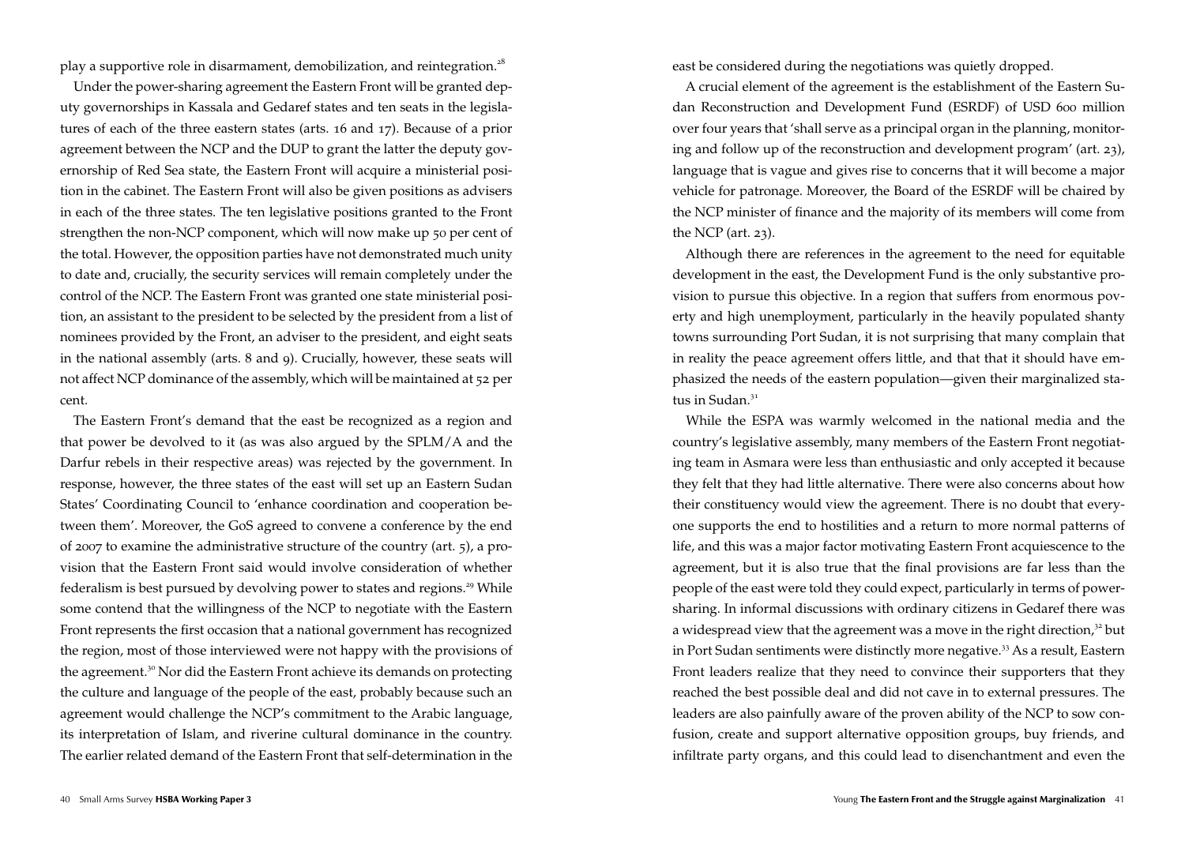play a supportive role in disarmament, demobilization, and reintegration.[28]

Under the power-sharing agreement the Eastern Front will be granted deputy governorships in Kassala and Gedaref states and ten seats in the legislatures of each of the three eastern states (arts. 16 and 17). Because of a prior agreement between the NCP and the DUP to grant the latter the deputy governorship of Red Sea state, the Eastern Front will acquire a ministerial position in the cabinet. The Eastern Front will also be given positions as advisers in each of the three states. The ten legislative positions granted to the Front strengthen the non-NCP component, which will now make up 50 per cent of the total. However, the opposition parties have not demonstrated much unity to date and, crucially, the security services will remain completely under the control of the NCP. The Eastern Front was granted one state ministerial position, an assistant to the president to be selected by the president from a list of nominees provided by the Front, an adviser to the president, and eight seats in the national assembly (arts. 8 and 9). Crucially, however, these seats will not affect NCP dominance of the assembly, which will be maintained at 52 per cent.

The Eastern Front's demand that the east be recognized as a region and that power be devolved to it (as was also argued by the SPLM/A and the Darfur rebels in their respective areas) was rejected by the government. In response, however, the three states of the east will set up an Eastern Sudan States' Coordinating Council to 'enhance coordination and cooperation between them'. Moreover, the GoS agreed to convene a conference by the end of 2007 to examine the administrative structure of the country (art. 5), a provision that the Eastern Front said would involve consideration of whether federalism is best pursued by devolving power to states and regions.[29] While some contend that the willingness of the NCP to negotiate with the Eastern Front represents the first occasion that a national government has recognized the region, most of those interviewed were not happy with the provisions of the agreement.[30] Nor did the Eastern Front achieve its demands on protecting the culture and language of the people of the east, probably because such an agreement would challenge the NCP's commitment to the Arabic language, its interpretation of Islam, and riverine cultural dominance in the country. The earlier related demand of the Eastern Front that self-determination in the east be considered during the negotiations was quietly dropped.

A crucial element of the agreement is the establishment of the Eastern Sudan Reconstruction and Development Fund (ESRDF) of USD 600 million over four years that 'shall serve as a principal organ in the planning, monitoring and follow up of the reconstruction and development program' (art. 23), language that is vague and gives rise to concerns that it will become a major vehicle for patronage. Moreover, the Board of the ESRDF will be chaired by the NCP minister of finance and the majority of its members will come from the NCP (art. 23).

Although there are references in the agreement to the need for equitable development in the east, the Development Fund is the only substantive provision to pursue this objective. In a region that suffers from enormous poverty and high unemployment, particularly in the heavily populated shanty towns surrounding Port Sudan, it is not surprising that many complain that in reality the peace agreement offers little, and that that it should have emphasized the needs of the eastern population—given their marginalized status in Sudan.[31]

While the ESPA was warmly welcomed in the national media and the country's legislative assembly, many members of the Eastern Front negotiating team in Asmara were less than enthusiastic and only accepted it because they felt that they had little alternative. There were also concerns about how their constituency would view the agreement. There is no doubt that everyone supports the end to hostilities and a return to more normal patterns of life, and this was a major factor motivating Eastern Front acquiescence to the agreement, but it is also true that the final provisions are far less than the people of the east were told they could expect, particularly in terms of power-sharing. In informal discussions with ordinary citizens in Gedaref there was a widespread view that the agreement was a move in the right direction,[32] but in Port Sudan sentiments were distinctly more negative.[33] As a result, Eastern Front leaders realize that they need to convince their supporters that they reached the best possible deal and did not cave in to external pressures. The leaders are also painfully aware of the proven ability of the NCP to sow confusion, create and support alternative opposition groups, buy friends, and infiltrate party organs, and this could lead to disenchantment and even the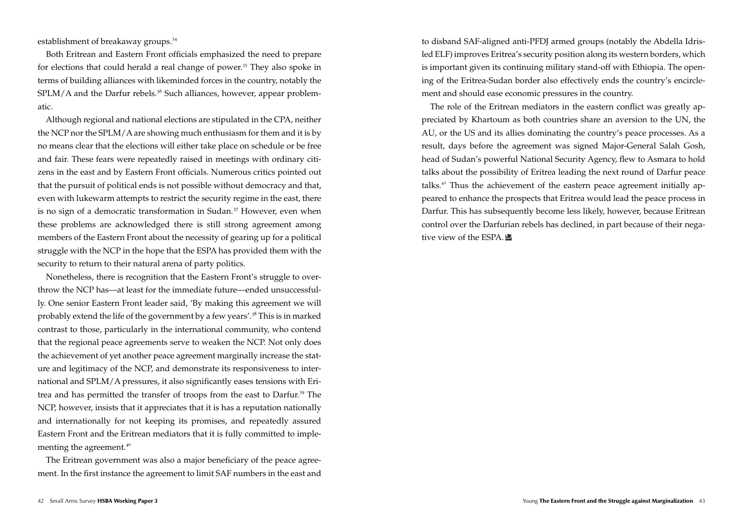establishment of breakaway groups.[34]

Both Eritrean and Eastern Front officials emphasized the need to prepare for elections that could herald a real change of power.[35] They also spoke in terms of building alliances with likeminded forces in the country, notably the SPLM/A and the Darfur rebels.[36] Such alliances, however, appear problematic.

Although regional and national elections are stipulated in the CPA, neither the NCP nor the SPLM/A are showing much enthusiasm for them and it is by no means clear that the elections will either take place on schedule or be free and fair. These fears were repeatedly raised in meetings with ordinary citizens in the east and by Eastern Front officials. Numerous critics pointed out that the pursuit of political ends is not possible without democracy and that, even with lukewarm attempts to restrict the security regime in the east, there is no sign of a democratic transformation in Sudan.[37] However, even when these problems are acknowledged there is still strong agreement among members of the Eastern Front about the necessity of gearing up for a political struggle with the NCP in the hope that the ESPA has provided them with the security to return to their natural arena of party politics.

Nonetheless, there is recognition that the Eastern Front's struggle to overthrow the NCP has—at least for the immediate future—ended unsuccessfully. One senior Eastern Front leader said, 'By making this agreement we will probably extend the life of the government by a few years'.[38] This is in marked contrast to those, particularly in the international community, who contend that the regional peace agreements serve to weaken the NCP. Not only does the achievement of yet another peace agreement marginally increase the stature and legitimacy of the NCP, and demonstrate its responsiveness to international and SPLM/A pressures, it also significantly eases tensions with Eritrea and has permitted the transfer of troops from the east to Darfur.[39] The NCP, however, insists that it appreciates that it is has a reputation nationally and internationally for not keeping its promises, and repeatedly assured Eastern Front and the Eritrean mediators that it is fully committed to implementing the agreement.[40]

The Eritrean government was also a major beneficiary of the peace agreement. In the first instance the agreement to limit SAF numbers in the east and to disband SAF-aligned anti-PFDJ armed groups (notably the Abdella Idris-led ELF) improves Eritrea's security position along its western borders, which is important given its continuing military stand-off with Ethiopia. The opening of the Eritrea-Sudan border also effectively ends the country's encirclement and should ease economic pressures in the country.

The role of the Eritrean mediators in the eastern conflict was greatly appreciated by Khartoum as both countries share an aversion to the UN, the AU, or the US and its allies dominating the country's peace processes. As a result, days before the agreement was signed Major-General Salah Gosh, head of Sudan's powerful National Security Agency, flew to Asmara to hold talks about the possibility of Eritrea leading the next round of Darfur peace talks.[41] Thus the achievement of the eastern peace agreement initially appeared to enhance the prospects that Eritrea would lead the peace process in Darfur. This has subsequently become less likely, however, because Eritrean control over the Darfurian rebels has declined, in part because of their negative view of the ESPA.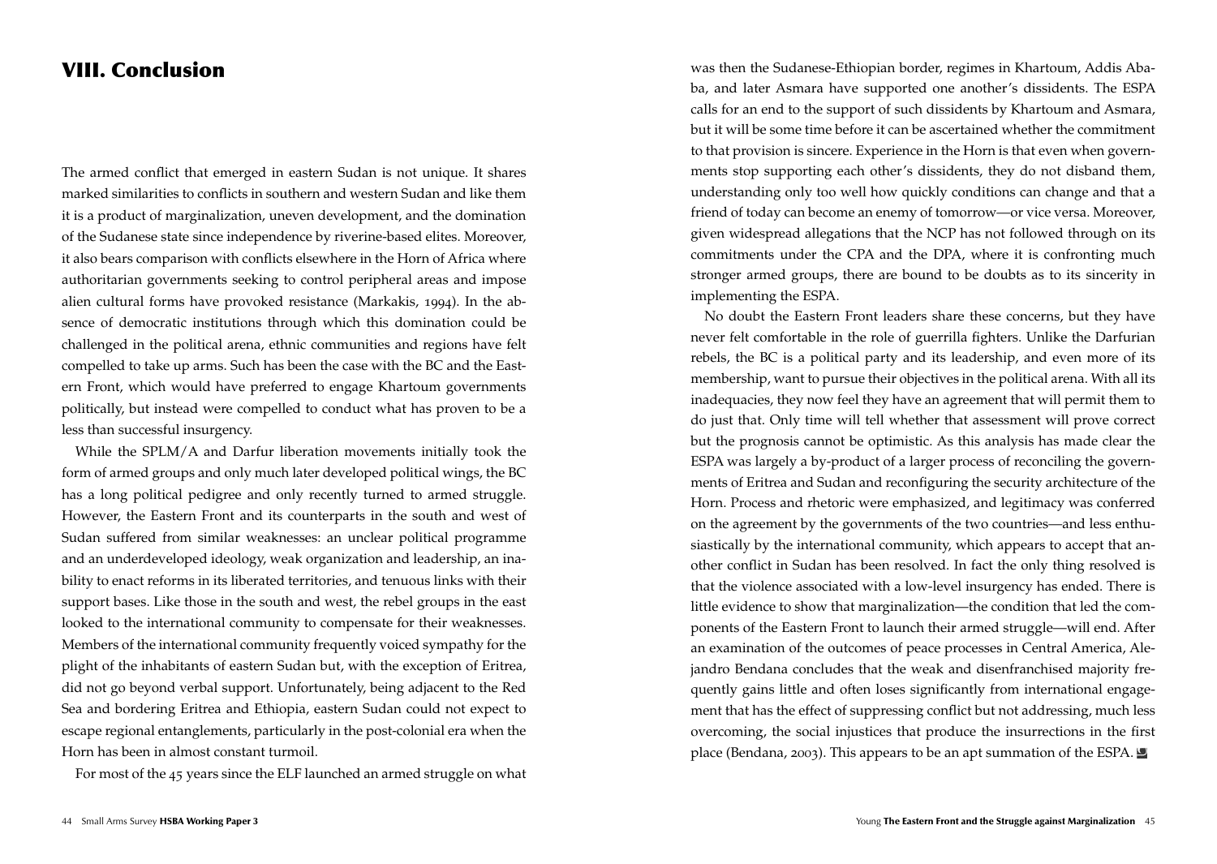# VIII. Conclusion

The armed conflict that emerged in eastern Sudan is not unique. It shares marked similarities to conflicts in southern and western Sudan and like them it is a product of marginalization, uneven development, and the domination of the Sudanese state since independence by riverine-based elites. Moreover, it also bears comparison with conflicts elsewhere in the Horn of Africa where authoritarian governments seeking to control peripheral areas and impose alien cultural forms have provoked resistance (Markakis, 1994). In the absence of democratic institutions through which this domination could be challenged in the political arena, ethnic communities and regions have felt compelled to take up arms. Such has been the case with the BC and the Eastern Front, which would have preferred to engage Khartoum governments politically, but instead were compelled to conduct what has proven to be a less than successful insurgency.

While the SPLM/A and Darfur liberation movements initially took the form of armed groups and only much later developed political wings, the BC has a long political pedigree and only recently turned to armed struggle. However, the Eastern Front and its counterparts in the south and west of Sudan suffered from similar weaknesses: an unclear political programme and an underdeveloped ideology, weak organization and leadership, an inability to enact reforms in its liberated territories, and tenuous links with their support bases. Like those in the south and west, the rebel groups in the east looked to the international community to compensate for their weaknesses. Members of the international community frequently voiced sympathy for the plight of the inhabitants of eastern Sudan but, with the exception of Eritrea, did not go beyond verbal support. Unfortunately, being adjacent to the Red Sea and bordering Eritrea and Ethiopia, eastern Sudan could not expect to escape regional entanglements, particularly in the post-colonial era when the Horn has been in almost constant turmoil.

For most of the 45 years since the ELF launched an armed struggle on what was then the Sudanese-Ethiopian border, regimes in Khartoum, Addis Ababa, and later Asmara have supported one another's dissidents. The ESPA calls for an end to the support of such dissidents by Khartoum and Asmara, but it will be some time before it can be ascertained whether the commitment to that provision is sincere. Experience in the Horn is that even when governments stop supporting each other's dissidents, they do not disband them, understanding only too well how quickly conditions can change and that a friend of today can become an enemy of tomorrow—or vice versa. Moreover, given widespread allegations that the NCP has not followed through on its commitments under the CPA and the DPA, where it is confronting much stronger armed groups, there are bound to be doubts as to its sincerity in implementing the ESPA.

No doubt the Eastern Front leaders share these concerns, but they have never felt comfortable in the role of guerrilla fighters. Unlike the Darfurian rebels, the BC is a political party and its leadership, and even more of its membership, want to pursue their objectives in the political arena. With all its inadequacies, they now feel they have an agreement that will permit them to do just that. Only time will tell whether that assessment will prove correct but the prognosis cannot be optimistic. As this analysis has made clear the ESPA was largely a by-product of a larger process of reconciling the governments of Eritrea and Sudan and reconfiguring the security architecture of the Horn. Process and rhetoric were emphasized, and legitimacy was conferred on the agreement by the governments of the two countries—and less enthusiastically by the international community, which appears to accept that another conflict in Sudan has been resolved. In fact the only thing resolved is that the violence associated with a low-level insurgency has ended. There is little evidence to show that marginalization—the condition that led the components of the Eastern Front to launch their armed struggle—will end. After an examination of the outcomes of peace processes in Central America, Alejandro Bendana concludes that the weak and disenfranchised majority frequently gains little and often loses significantly from international engagement that has the effect of suppressing conflict but not addressing, much less overcoming, the social injustices that produce the insurrections in the first place (Bendana, 2003). This appears to be an apt summation of the ESPA.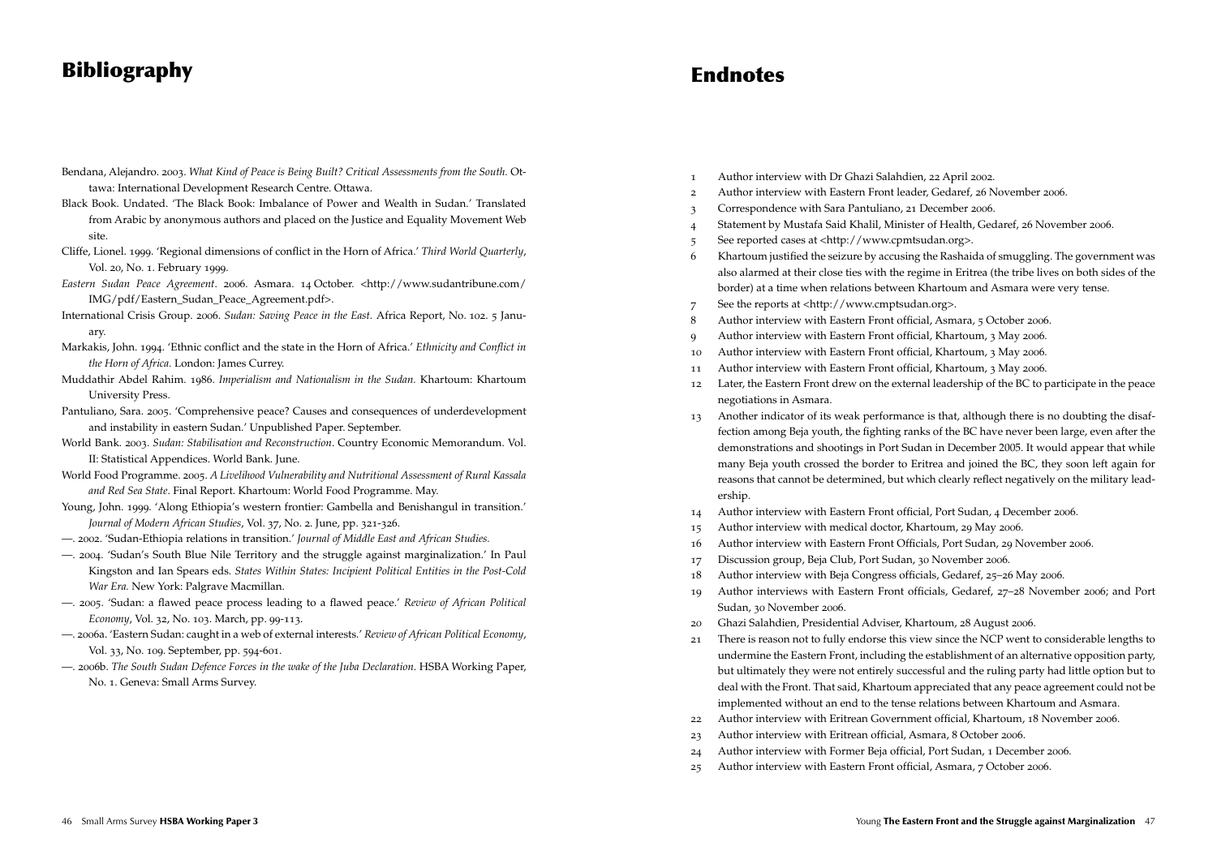# Bibliography

Bendana, Alejandro. 2003. *What Kind of Peace is Being Built? Critical Assessments from the South.* Ottawa: International Development Research Centre. Ottawa.

Black Book. Undated. 'The Black Book: Imbalance of Power and Wealth in Sudan.' Translated from Arabic by anonymous authors and placed on the Justice and Equality Movement Web site.

Cliffe, Lionel. 1999. 'Regional dimensions of conflict in the Horn of Africa.' *Third World Quarterly*, Vol. 20, No. 1. February 1999.

*Eastern Sudan Peace Agreement*. 2006. Asmara. 14 October. <http://www.sudantribune.com/IMG/pdf/Eastern_Sudan_Peace_Agreement.pdf>.

International Crisis Group. 2006. *Sudan: Saving Peace in the East.* Africa Report, No. 102. 5 January.

Markakis, John. 1994. 'Ethnic conflict and the state in the Horn of Africa.' *Ethnicity and Conflict in the Horn of Africa.* London: James Currey.

Muddathir Abdel Rahim. 1986. *Imperialism and Nationalism in the Sudan.* Khartoum: Khartoum University Press.

Pantuliano, Sara. 2005. 'Comprehensive peace? Causes and consequences of underdevelopment and instability in eastern Sudan.' Unpublished Paper. September.

World Bank. 2003. *Sudan: Stabilisation and Reconstruction*. Country Economic Memorandum. Vol. II: Statistical Appendices. World Bank. June.

World Food Programme. 2005. *A Livelihood Vulnerability and Nutritional Assessment of Rural Kassala and Red Sea State*. Final Report. Khartoum: World Food Programme. May.

Young, John. 1999. 'Along Ethiopia's western frontier: Gambella and Benishangul in transition.' *Journal of Modern African Studies*, Vol. 37, No. 2. June, pp. 321-326.

—. 2002. 'Sudan-Ethiopia relations in transition.' *Journal of Middle East and African Studies.*

—. 2004. 'Sudan's South Blue Nile Territory and the struggle against marginalization.' In Paul Kingston and Ian Spears eds. *States Within States: Incipient Political Entities in the Post-Cold War Era.* New York: Palgrave Macmillan.

—. 2005. 'Sudan: a flawed peace process leading to a flawed peace.' *Review of African Political Economy*, Vol. 32, No. 103. March, pp. 99-113.

—. 2006a. 'Eastern Sudan: caught in a web of external interests.' *Review of African Political Economy*, Vol. 33, No. 109. September, pp. 594-601.

—. 2006b. *The South Sudan Defence Forces in the wake of the Juba Declaration.* HSBA Working Paper, No. 1. Geneva: Small Arms Survey.

# Endnotes

1 Author interview with Dr Ghazi Salahdien, 22 April 2002.

2 Author interview with Eastern Front leader, Gedaref, 26 November 2006.

3 Correspondence with Sara Pantuliano, 21 December 2006.

4 Statement by Mustafa Said Khalil, Minister of Health, Gedaref, 26 November 2006.

5 See reported cases at <http://www.cpmtsudan.org>.

6 Khartoum justified the seizure by accusing the Rashaida of smuggling. The government was also alarmed at their close ties with the regime in Eritrea (the tribe lives on both sides of the border) at a time when relations between Khartoum and Asmara were very tense.

7 See the reports at <http://www.cmptsudan.org>.

8 Author interview with Eastern Front official, Asmara, 5 October 2006.

9 Author interview with Eastern Front official, Khartoum, 3 May 2006.

10 Author interview with Eastern Front official, Khartoum, 3 May 2006.

11 Author interview with Eastern Front official, Khartoum, 3 May 2006.

12 Later, the Eastern Front drew on the external leadership of the BC to participate in the peace negotiations in Asmara.

13 Another indicator of its weak performance is that, although there is no doubting the disaffection among Beja youth, the fighting ranks of the BC have never been large, even after the demonstrations and shootings in Port Sudan in December 2005. It would appear that while many Beja youth crossed the border to Eritrea and joined the BC, they soon left again for reasons that cannot be determined, but which clearly reflect negatively on the military leadership.

14 Author interview with Eastern Front official, Port Sudan, 4 December 2006.

15 Author interview with medical doctor, Khartoum, 29 May 2006.

16 Author interview with Eastern Front Officials, Port Sudan, 29 November 2006.

17 Discussion group, Beja Club, Port Sudan, 30 November 2006.

18 Author interview with Beja Congress officials, Gedaref, 25–26 May 2006.

19 Author interviews with Eastern Front officials, Gedaref, 27–28 November 2006; and Port Sudan, 30 November 2006.

20 Ghazi Salahdien, Presidential Adviser, Khartoum, 28 August 2006.

21 There is reason not to fully endorse this view since the NCP went to considerable lengths to undermine the Eastern Front, including the establishment of an alternative opposition party, but ultimately they were not entirely successful and the ruling party had little option but to deal with the Front. That said, Khartoum appreciated that any peace agreement could not be implemented without an end to the tense relations between Khartoum and Asmara.

22 Author interview with Eritrean Government official, Khartoum, 18 November 2006.

23 Author interview with Eritrean official, Asmara, 8 October 2006.

24 Author interview with Former Beja official, Port Sudan, 1 December 2006.

25 Author interview with Eastern Front official, Asmara, 7 October 2006.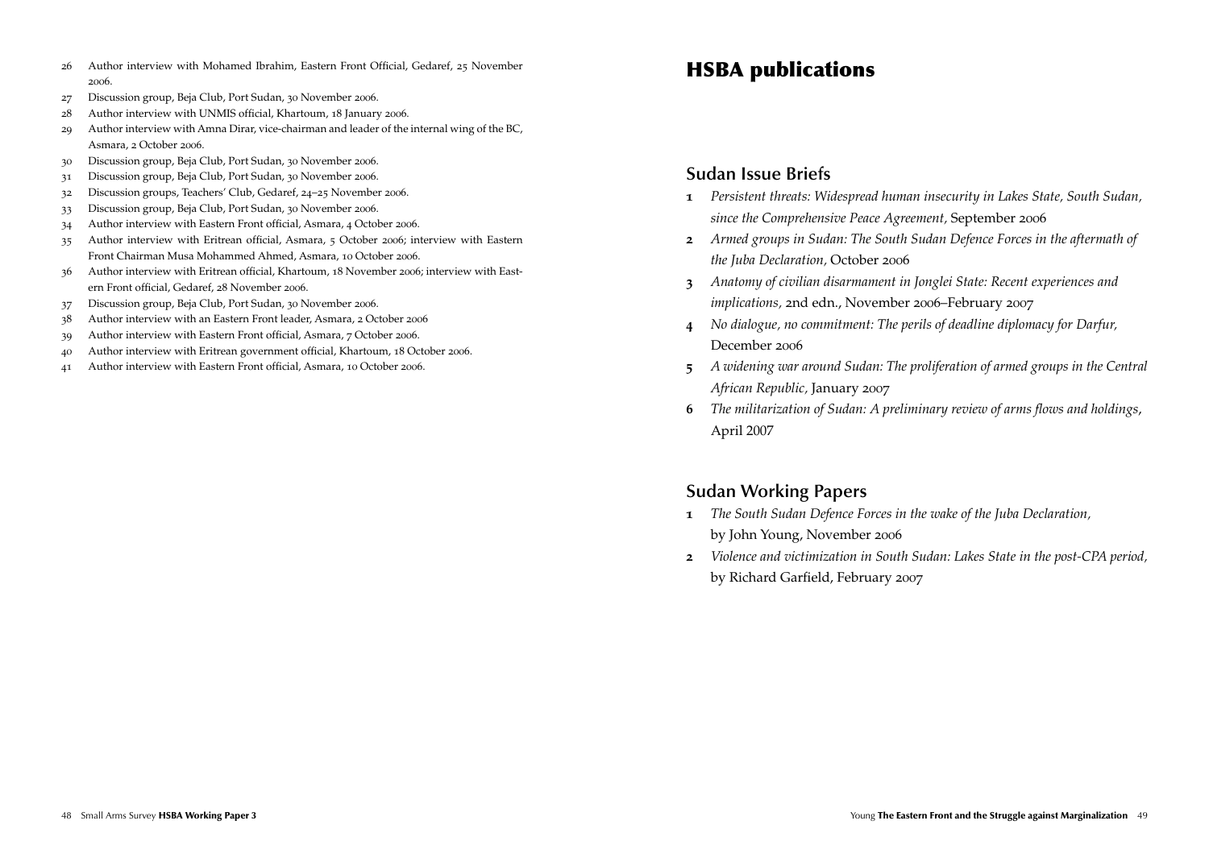26 Author interview with Mohamed Ibrahim, Eastern Front Official, Gedaref, 25 November 2006.

27 Discussion group, Beja Club, Port Sudan, 30 November 2006.

28 Author interview with UNMIS official, Khartoum, 18 January 2006.

29 Author interview with Amna Dirar, vice-chairman and leader of the internal wing of the BC, Asmara, 2 October 2006.

30 Discussion group, Beja Club, Port Sudan, 30 November 2006.

31 Discussion group, Beja Club, Port Sudan, 30 November 2006.

32 Discussion groups, Teachers' Club, Gedaref, 24–25 November 2006.

33 Discussion group, Beja Club, Port Sudan, 30 November 2006.

34 Author interview with Eastern Front official, Asmara, 4 October 2006.

35 Author interview with Eritrean official, Asmara, 5 October 2006; interview with Eastern Front Chairman Musa Mohammed Ahmed, Asmara, 10 October 2006.

36 Author interview with Eritrean official, Khartoum, 18 November 2006; interview with Eastern Front official, Gedaref, 28 November 2006.

37 Discussion group, Beja Club, Port Sudan, 30 November 2006.

38 Author interview with an Eastern Front leader, Asmara, 2 October 2006

39 Author interview with Eastern Front official, Asmara, 7 October 2006.

40 Author interview with Eritrean government official, Khartoum, 18 October 2006.

41 Author interview with Eastern Front official, Asmara, 10 October 2006.

# HSBA publications

## Sudan Issue Briefs

**1** *Persistent threats: Widespread human insecurity in Lakes State, South Sudan, since the Comprehensive Peace Agreement,* September 2006

**2** *Armed groups in Sudan: The South Sudan Defence Forces in the aftermath of the Juba Declaration,* October 2006

**3** *Anatomy of civilian disarmament in Jonglei State: Recent experiences and implications,* 2nd edn., November 2006–February 2007

**4** *No dialogue, no commitment: The perils of deadline diplomacy for Darfur,* December 2006

**5** *A widening war around Sudan: The proliferation of armed groups in the Central African Republic,* January 2007

**6** *The militarization of Sudan: A preliminary review of arms flows and holdings*, April 2007

## Sudan Working Papers

**1** *The South Sudan Defence Forces in the wake of the Juba Declaration,* by John Young, November 2006

**2** *Violence and victimization in South Sudan: Lakes State in the post-CPA period,* by Richard Garfield, February 2007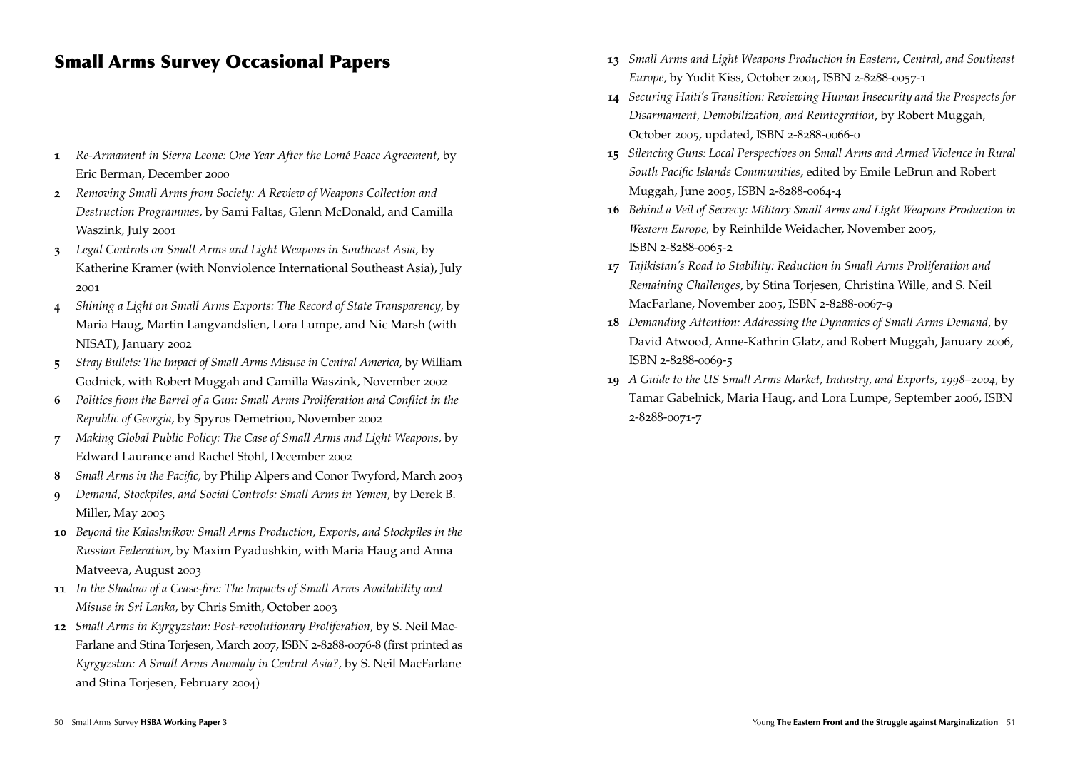## Small Arms Survey Occasional Papers

1. *Re-Armament in Sierra Leone: One Year After the Lomé Peace Agreement,* by Eric Berman, December 2000
2. *Removing Small Arms from Society: A Review of Weapons Collection and Destruction Programmes,* by Sami Faltas, Glenn McDonald, and Camilla Waszink, July 2001
3. *Legal Controls on Small Arms and Light Weapons in Southeast Asia,* by Katherine Kramer (with Nonviolence International Southeast Asia), July 2001
4. *Shining a Light on Small Arms Exports: The Record of State Transparency,* by Maria Haug, Martin Langvandslien, Lora Lumpe, and Nic Marsh (with NISAT), January 2002
5. *Stray Bullets: The Impact of Small Arms Misuse in Central America,* by William Godnick, with Robert Muggah and Camilla Waszink, November 2002
6. *Politics from the Barrel of a Gun: Small Arms Proliferation and Conflict in the Republic of Georgia,* by Spyros Demetriou, November 2002
7. *Making Global Public Policy: The Case of Small Arms and Light Weapons,* by Edward Laurance and Rachel Stohl, December 2002
8. *Small Arms in the Pacific,* by Philip Alpers and Conor Twyford, March 2003
9. *Demand, Stockpiles, and Social Controls: Small Arms in Yemen,* by Derek B. Miller, May 2003
10. *Beyond the Kalashnikov: Small Arms Production, Exports, and Stockpiles in the Russian Federation,* by Maxim Pyadushkin, with Maria Haug and Anna Matveeva, August 2003
11. *In the Shadow of a Cease-fire: The Impacts of Small Arms Availability and Misuse in Sri Lanka,* by Chris Smith, October 2003
12. *Small Arms in Kyrgyzstan: Post-revolutionary Proliferation,* by S. Neil MacFarlane and Stina Torjesen, March 2007, ISBN 2-8288-0076-8 (first printed as *Kyrgyzstan: A Small Arms Anomaly in Central Asia?,* by S. Neil MacFarlane and Stina Torjesen, February 2004)
13. *Small Arms and Light Weapons Production in Eastern, Central, and Southeast Europe*, by Yudit Kiss, October 2004, ISBN 2-8288-0057-1
14. *Securing Haiti's Transition: Reviewing Human Insecurity and the Prospects for Disarmament, Demobilization, and Reintegration*, by Robert Muggah, October 2005, updated, ISBN 2-8288-0066-0
15. *Silencing Guns: Local Perspectives on Small Arms and Armed Violence in Rural South Pacific Islands Communities*, edited by Emile LeBrun and Robert Muggah, June 2005, ISBN 2-8288-0064-4
16. *Behind a Veil of Secrecy: Military Small Arms and Light Weapons Production in Western Europe,* by Reinhilde Weidacher, November 2005, ISBN 2-8288-0065-2
17. *Tajikistan's Road to Stability: Reduction in Small Arms Proliferation and Remaining Challenges*, by Stina Torjesen, Christina Wille, and S. Neil MacFarlane, November 2005, ISBN 2-8288-0067-9
18. *Demanding Attention: Addressing the Dynamics of Small Arms Demand,* by David Atwood, Anne-Kathrin Glatz, and Robert Muggah, January 2006, ISBN 2-8288-0069-5
19. *A Guide to the US Small Arms Market, Industry, and Exports, 1998–2004,* by Tamar Gabelnick, Maria Haug, and Lora Lumpe, September 2006, ISBN 2-8288-0071-7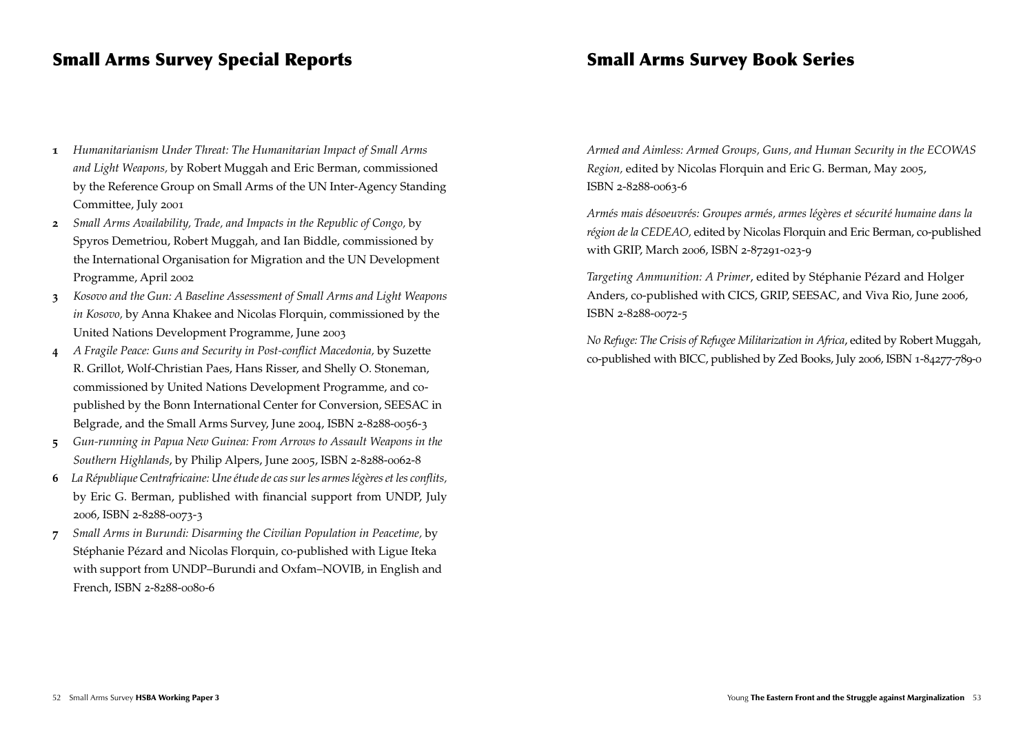## Small Arms Survey Special Reports

1. *Humanitarianism Under Threat: The Humanitarian Impact of Small Arms and Light Weapons,* by Robert Muggah and Eric Berman, commissioned by the Reference Group on Small Arms of the UN Inter-Agency Standing Committee, July 2001
2. *Small Arms Availability, Trade, and Impacts in the Republic of Congo,* by Spyros Demetriou, Robert Muggah, and Ian Biddle, commissioned by the International Organisation for Migration and the UN Development Programme, April 2002
3. *Kosovo and the Gun: A Baseline Assessment of Small Arms and Light Weapons in Kosovo,* by Anna Khakee and Nicolas Florquin, commissioned by the United Nations Development Programme, June 2003
4. *A Fragile Peace: Guns and Security in Post-conflict Macedonia,* by Suzette R. Grillot, Wolf-Christian Paes, Hans Risser, and Shelly O. Stoneman, commissioned by United Nations Development Programme, and co-published by the Bonn International Center for Conversion, SEESAC in Belgrade, and the Small Arms Survey, June 2004, ISBN 2-8288-0056-3
5. *Gun-running in Papua New Guinea: From Arrows to Assault Weapons in the Southern Highlands*, by Philip Alpers, June 2005, ISBN 2-8288-0062-8
6. *La République Centrafricaine: Une étude de cas sur les armes légères et les conflits,* by Eric G. Berman, published with financial support from UNDP, July 2006, ISBN 2-8288-0073-3
7. *Small Arms in Burundi: Disarming the Civilian Population in Peacetime,* by Stéphanie Pézard and Nicolas Florquin, co-published with Ligue Iteka with support from UNDP–Burundi and Oxfam–NOVIB, in English and French, ISBN 2-8288-0080-6

## Small Arms Survey Book Series

*Armed and Aimless: Armed Groups, Guns, and Human Security in the ECOWAS Region,* edited by Nicolas Florquin and Eric G. Berman, May 2005, ISBN 2-8288-0063-6

*Armés mais désoeuvrés: Groupes armés, armes légères et sécurité humaine dans la région de la CEDEAO,* edited by Nicolas Florquin and Eric Berman, co-published with GRIP, March 2006, ISBN 2-87291-023-9

*Targeting Ammunition: A Primer*, edited by Stéphanie Pézard and Holger Anders, co-published with CICS, GRIP, SEESAC, and Viva Rio, June 2006, ISBN 2-8288-0072-5

*No Refuge: The Crisis of Refugee Militarization in Africa*, edited by Robert Muggah, co-published with BICC, published by Zed Books, July 2006, ISBN 1-84277-789-0